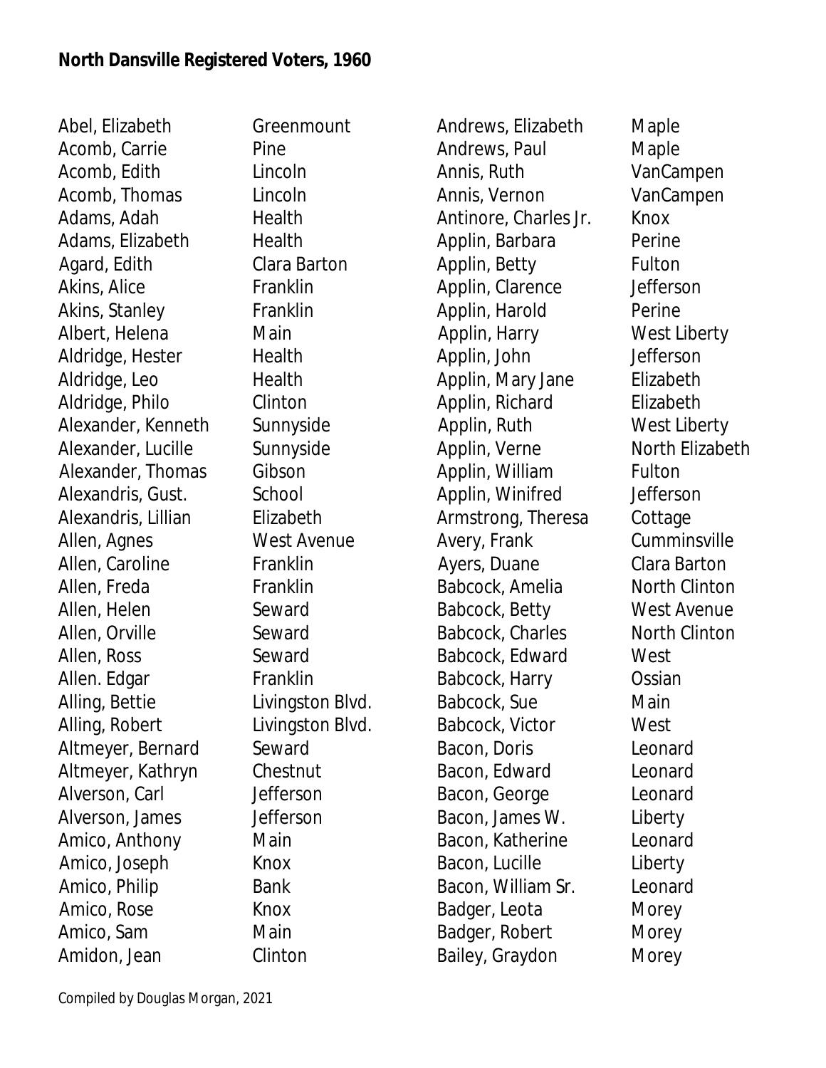**North Dansville Registered Voters, 1960**

| Name | Street |
| --- | --- |
| Abel, Elizabeth | Greenmount |
| Acomb, Carrie | Pine |
| Acomb, Edith | Lincoln |
| Acomb, Thomas | Lincoln |
| Adams, Adah | Health |
| Adams, Elizabeth | Health |
| Agard, Edith | Clara Barton |
| Akins, Alice | Franklin |
| Akins, Stanley | Franklin |
| Albert, Helena | Main |
| Aldridge, Hester | Health |
| Aldridge, Leo | Health |
| Aldridge, Philo | Clinton |
| Alexander, Kenneth | Sunnyside |
| Alexander, Lucille | Sunnyside |
| Alexander, Thomas | Gibson |
| Alexandris, Gust. | School |
| Alexandris, Lillian | Elizabeth |
| Allen, Agnes | West Avenue |
| Allen, Caroline | Franklin |
| Allen, Freda | Franklin |
| Allen, Helen | Seward |
| Allen, Orville | Seward |
| Allen, Ross | Seward |
| Allen. Edgar | Franklin |
| Alling, Bettie | Livingston Blvd. |
| Alling, Robert | Livingston Blvd. |
| Altmeyer, Bernard | Seward |
| Altmeyer, Kathryn | Chestnut |
| Alverson, Carl | Jefferson |
| Alverson, James | Jefferson |
| Amico, Anthony | Main |
| Amico, Joseph | Knox |
| Amico, Philip | Bank |
| Amico, Rose | Knox |
| Amico, Sam | Main |
| Amidon, Jean | Clinton |
| Andrews, Elizabeth | Maple |
| Andrews, Paul | Maple |
| Annis, Ruth | VanCampen |
| Annis, Vernon | VanCampen |
| Antinore, Charles Jr. | Knox |
| Applin, Barbara | Perine |
| Applin, Betty | Fulton |
| Applin, Clarence | Jefferson |
| Applin, Harold | Perine |
| Applin, Harry | West Liberty |
| Applin, John | Jefferson |
| Applin, Mary Jane | Elizabeth |
| Applin, Richard | Elizabeth |
| Applin, Ruth | West Liberty |
| Applin, Verne | North Elizabeth |
| Applin, William | Fulton |
| Applin, Winifred | Jefferson |
| Armstrong, Theresa | Cottage |
| Avery, Frank | Cumminsville |
| Ayers, Duane | Clara Barton |
| Babcock, Amelia | North Clinton |
| Babcock, Betty | West Avenue |
| Babcock, Charles | North Clinton |
| Babcock, Edward | West |
| Babcock, Harry | Ossian |
| Babcock, Sue | Main |
| Babcock, Victor | West |
| Bacon, Doris | Leonard |
| Bacon, Edward | Leonard |
| Bacon, George | Leonard |
| Bacon, James W. | Liberty |
| Bacon, Katherine | Leonard |
| Bacon, Lucille | Liberty |
| Bacon, William Sr. | Leonard |
| Badger, Leota | Morey |
| Badger, Robert | Morey |
| Bailey, Graydon | Morey |

Compiled by Douglas Morgan, 2021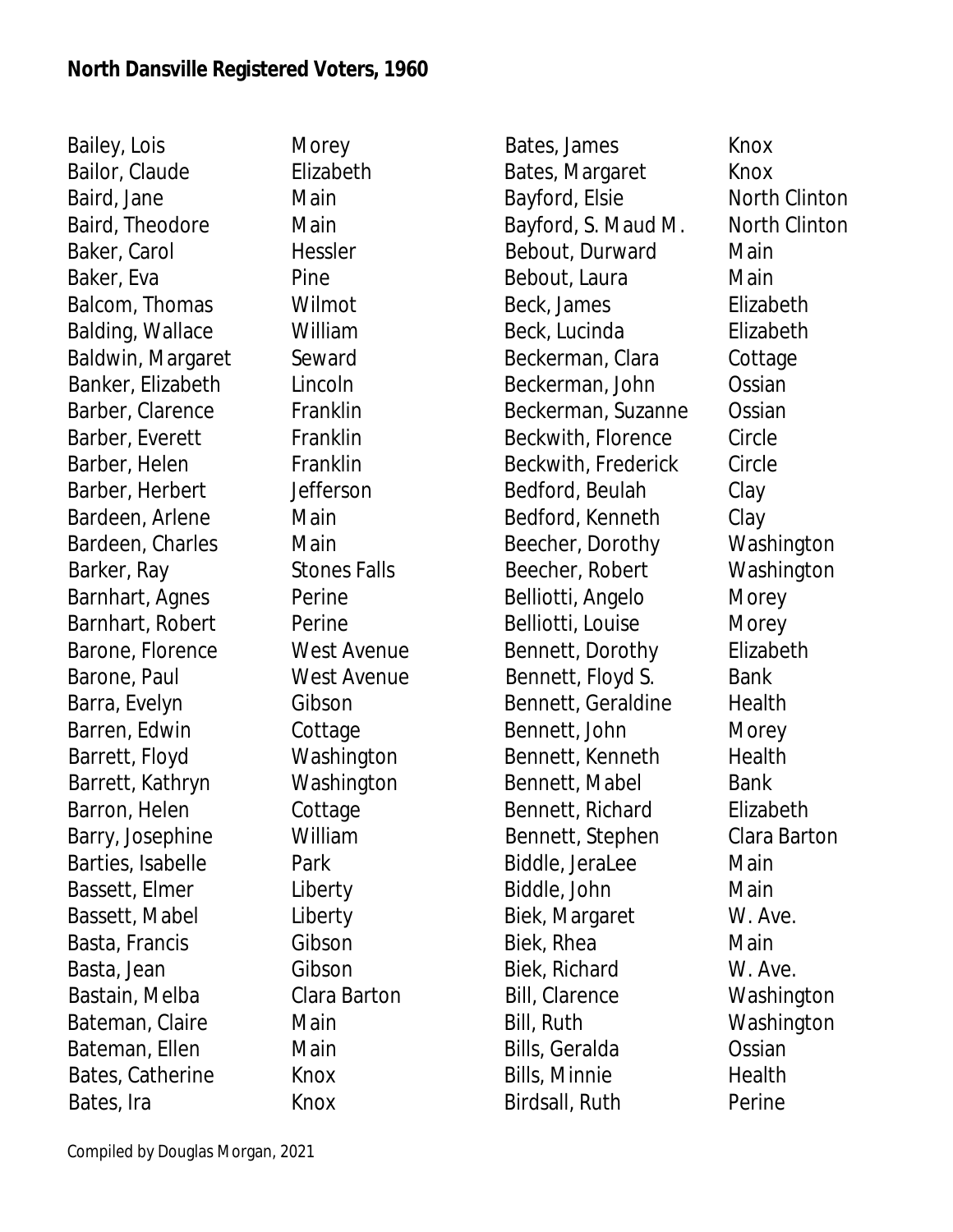**North Dansville Registered Voters, 1960**

| Name | Street |
|---|---|
| Bailey, Lois | Morey |
| Bailor, Claude | Elizabeth |
| Baird, Jane | Main |
| Baird, Theodore | Main |
| Baker, Carol | Hessler |
| Baker, Eva | Pine |
| Balcom, Thomas | Wilmot |
| Balding, Wallace | William |
| Baldwin, Margaret | Seward |
| Banker, Elizabeth | Lincoln |
| Barber, Clarence | Franklin |
| Barber, Everett | Franklin |
| Barber, Helen | Franklin |
| Barber, Herbert | Jefferson |
| Bardeen, Arlene | Main |
| Bardeen, Charles | Main |
| Barker, Ray | Stones Falls |
| Barnhart, Agnes | Perine |
| Barnhart, Robert | Perine |
| Barone, Florence | West Avenue |
| Barone, Paul | West Avenue |
| Barra, Evelyn | Gibson |
| Barren, Edwin | Cottage |
| Barrett, Floyd | Washington |
| Barrett, Kathryn | Washington |
| Barron, Helen | Cottage |
| Barry, Josephine | William |
| Barties, Isabelle | Park |
| Bassett, Elmer | Liberty |
| Bassett, Mabel | Liberty |
| Basta, Francis | Gibson |
| Basta, Jean | Gibson |
| Bastain, Melba | Clara Barton |
| Bateman, Claire | Main |
| Bateman, Ellen | Main |
| Bates, Catherine | Knox |
| Bates, Ira | Knox |
| Bates, James | Knox |
| Bates, Margaret | Knox |
| Bayford, Elsie | North Clinton |
| Bayford, S. Maud M. | North Clinton |
| Bebout, Durward | Main |
| Bebout, Laura | Main |
| Beck, James | Elizabeth |
| Beck, Lucinda | Elizabeth |
| Beckerman, Clara | Cottage |
| Beckerman, John | Ossian |
| Beckerman, Suzanne | Ossian |
| Beckwith, Florence | Circle |
| Beckwith, Frederick | Circle |
| Bedford, Beulah | Clay |
| Bedford, Kenneth | Clay |
| Beecher, Dorothy | Washington |
| Beecher, Robert | Washington |
| Belliotti, Angelo | Morey |
| Belliotti, Louise | Morey |
| Bennett, Dorothy | Elizabeth |
| Bennett, Floyd S. | Bank |
| Bennett, Geraldine | Health |
| Bennett, John | Morey |
| Bennett, Kenneth | Health |
| Bennett, Mabel | Bank |
| Bennett, Richard | Elizabeth |
| Bennett, Stephen | Clara Barton |
| Biddle, JeraLee | Main |
| Biddle, John | Main |
| Biek, Margaret | W. Ave. |
| Biek, Rhea | Main |
| Biek, Richard | W. Ave. |
| Bill, Clarence | Washington |
| Bill, Ruth | Washington |
| Bills, Geralda | Ossian |
| Bills, Minnie | Health |
| Birdsall, Ruth | Perine |

Compiled by Douglas Morgan, 2021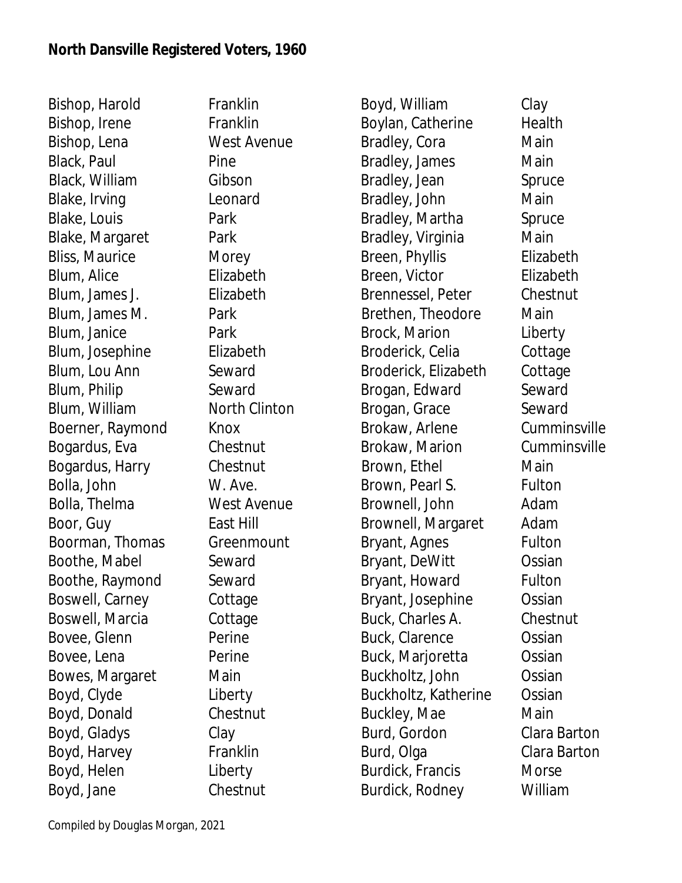**North Dansville Registered Voters, 1960**

| Name | Street |
|---|---|
| Bishop, Harold | Franklin |
| Bishop, Irene | Franklin |
| Bishop, Lena | West Avenue |
| Black, Paul | Pine |
| Black, William | Gibson |
| Blake, Irving | Leonard |
| Blake, Louis | Park |
| Blake, Margaret | Park |
| Bliss, Maurice | Morey |
| Blum, Alice | Elizabeth |
| Blum, James J. | Elizabeth |
| Blum, James M. | Park |
| Blum, Janice | Park |
| Blum, Josephine | Elizabeth |
| Blum, Lou Ann | Seward |
| Blum, Philip | Seward |
| Blum, William | North Clinton |
| Boerner, Raymond | Knox |
| Bogardus, Eva | Chestnut |
| Bogardus, Harry | Chestnut |
| Bolla, John | W. Ave. |
| Bolla, Thelma | West Avenue |
| Boor, Guy | East Hill |
| Boorman, Thomas | Greenmount |
| Boothe, Mabel | Seward |
| Boothe, Raymond | Seward |
| Boswell, Carney | Cottage |
| Boswell, Marcia | Cottage |
| Bovee, Glenn | Perine |
| Bovee, Lena | Perine |
| Bowes, Margaret | Main |
| Boyd, Clyde | Liberty |
| Boyd, Donald | Chestnut |
| Boyd, Gladys | Clay |
| Boyd, Harvey | Franklin |
| Boyd, Helen | Liberty |
| Boyd, Jane | Chestnut |
| Boyd, William | Clay |
| Boylan, Catherine | Health |
| Bradley, Cora | Main |
| Bradley, James | Main |
| Bradley, Jean | Spruce |
| Bradley, John | Main |
| Bradley, Martha | Spruce |
| Bradley, Virginia | Main |
| Breen, Phyllis | Elizabeth |
| Breen, Victor | Elizabeth |
| Brennessel, Peter | Chestnut |
| Brethen, Theodore | Main |
| Brock, Marion | Liberty |
| Broderick, Celia | Cottage |
| Broderick, Elizabeth | Cottage |
| Brogan, Edward | Seward |
| Brogan, Grace | Seward |
| Brokaw, Arlene | Cumminsville |
| Brokaw, Marion | Cumminsville |
| Brown, Ethel | Main |
| Brown, Pearl S. | Fulton |
| Brownell, John | Adam |
| Brownell, Margaret | Adam |
| Bryant, Agnes | Fulton |
| Bryant, DeWitt | Ossian |
| Bryant, Howard | Fulton |
| Bryant, Josephine | Ossian |
| Buck, Charles A. | Chestnut |
| Buck, Clarence | Ossian |
| Buck, Marjoretta | Ossian |
| Buckholtz, John | Ossian |
| Buckholtz, Katherine | Ossian |
| Buckley, Mae | Main |
| Burd, Gordon | Clara Barton |
| Burd, Olga | Clara Barton |
| Burdick, Francis | Morse |
| Burdick, Rodney | William |

Compiled by Douglas Morgan, 2021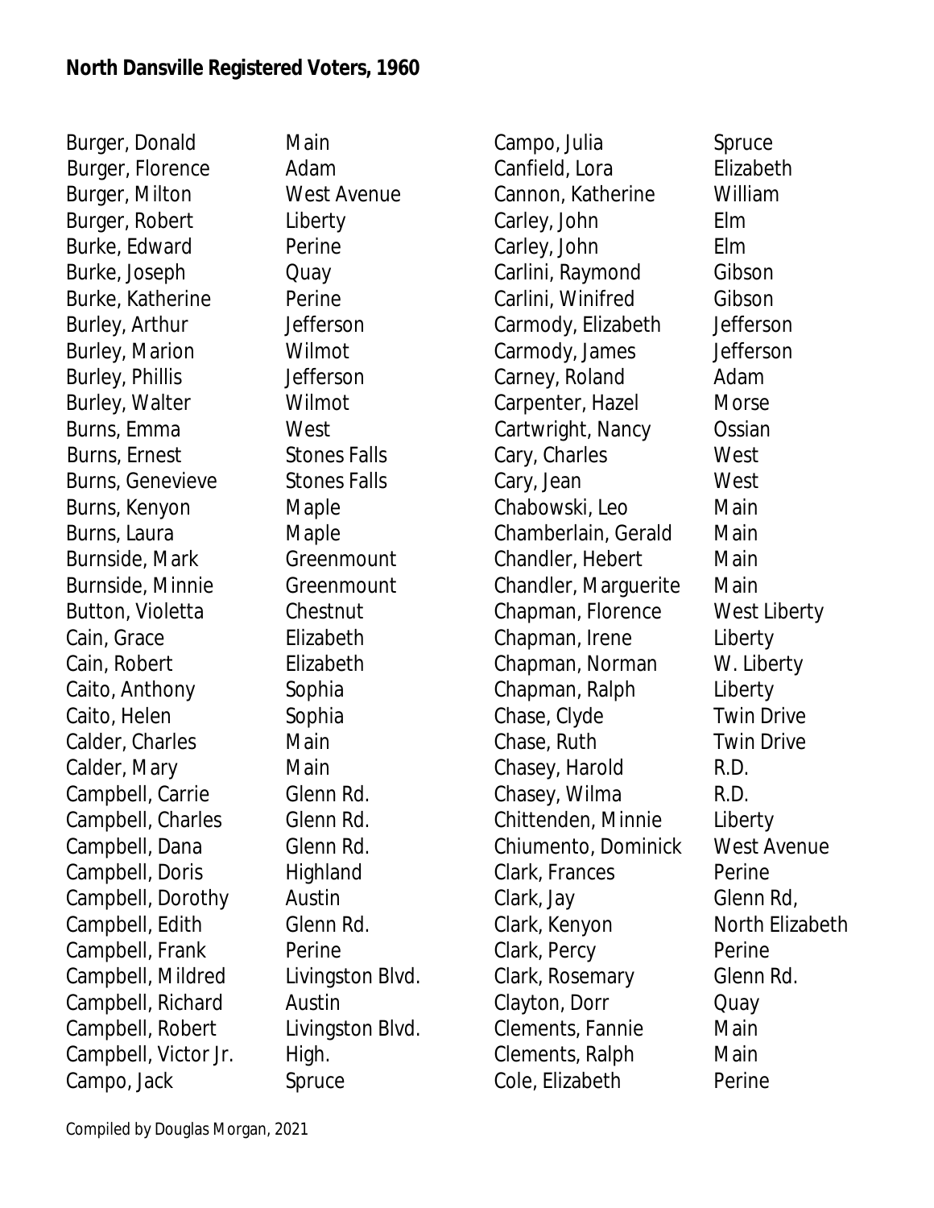**North Dansville Registered Voters, 1960**

| Name | Street |
|---|---|
| Burger, Donald | Main |
| Burger, Florence | Adam |
| Burger, Milton | West Avenue |
| Burger, Robert | Liberty |
| Burke, Edward | Perine |
| Burke, Joseph | Quay |
| Burke, Katherine | Perine |
| Burley, Arthur | Jefferson |
| Burley, Marion | Wilmot |
| Burley, Phillis | Jefferson |
| Burley, Walter | Wilmot |
| Burns, Emma | West |
| Burns, Ernest | Stones Falls |
| Burns, Genevieve | Stones Falls |
| Burns, Kenyon | Maple |
| Burns, Laura | Maple |
| Burnside, Mark | Greenmount |
| Burnside, Minnie | Greenmount |
| Button, Violetta | Chestnut |
| Cain, Grace | Elizabeth |
| Cain, Robert | Elizabeth |
| Caito, Anthony | Sophia |
| Caito, Helen | Sophia |
| Calder, Charles | Main |
| Calder, Mary | Main |
| Campbell, Carrie | Glenn Rd. |
| Campbell, Charles | Glenn Rd. |
| Campbell, Dana | Glenn Rd. |
| Campbell, Doris | Highland |
| Campbell, Dorothy | Austin |
| Campbell, Edith | Glenn Rd. |
| Campbell, Frank | Perine |
| Campbell, Mildred | Livingston Blvd. |
| Campbell, Richard | Austin |
| Campbell, Robert | Livingston Blvd. |
| Campbell, Victor Jr. | High. |
| Campo, Jack | Spruce |
| Campo, Julia | Spruce |
| Canfield, Lora | Elizabeth |
| Cannon, Katherine | William |
| Carley, John | Elm |
| Carley, John | Elm |
| Carlini, Raymond | Gibson |
| Carlini, Winifred | Gibson |
| Carmody, Elizabeth | Jefferson |
| Carmody, James | Jefferson |
| Carney, Roland | Adam |
| Carpenter, Hazel | Morse |
| Cartwright, Nancy | Ossian |
| Cary, Charles | West |
| Cary, Jean | West |
| Chabowski, Leo | Main |
| Chamberlain, Gerald | Main |
| Chandler, Hebert | Main |
| Chandler, Marguerite | Main |
| Chapman, Florence | West Liberty |
| Chapman, Irene | Liberty |
| Chapman, Norman | W. Liberty |
| Chapman, Ralph | Liberty |
| Chase, Clyde | Twin Drive |
| Chase, Ruth | Twin Drive |
| Chasey, Harold | R.D. |
| Chasey, Wilma | R.D. |
| Chittenden, Minnie | Liberty |
| Chiumento, Dominick | West Avenue |
| Clark, Frances | Perine |
| Clark, Jay | Glenn Rd, |
| Clark, Kenyon | North Elizabeth |
| Clark, Percy | Perine |
| Clark, Rosemary | Glenn Rd. |
| Clayton, Dorr | Quay |
| Clements, Fannie | Main |
| Clements, Ralph | Main |
| Cole, Elizabeth | Perine |

Compiled by Douglas Morgan, 2021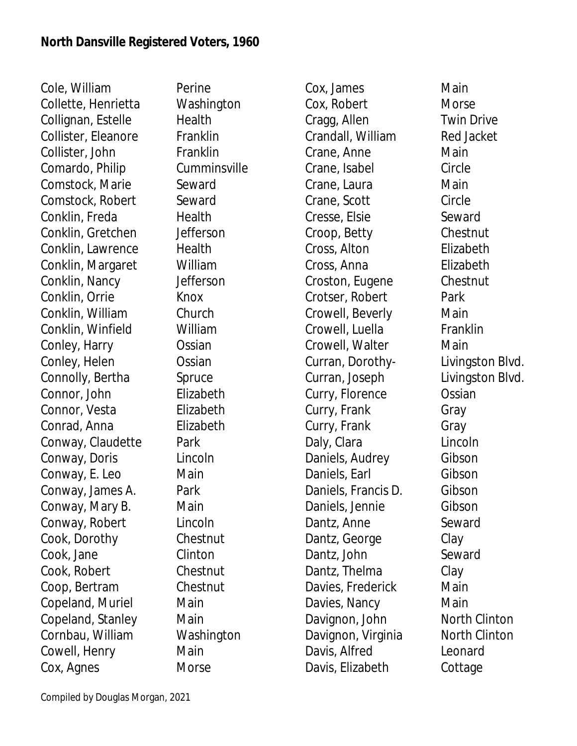**North Dansville Registered Voters, 1960**

| Name | Street |
|---|---|
| Cole, William | Perine |
| Collette, Henrietta | Washington |
| Collignan, Estelle | Health |
| Collister, Eleanore | Franklin |
| Collister, John | Franklin |
| Comardo, Philip | Cumminsville |
| Comstock, Marie | Seward |
| Comstock, Robert | Seward |
| Conklin, Freda | Health |
| Conklin, Gretchen | Jefferson |
| Conklin, Lawrence | Health |
| Conklin, Margaret | William |
| Conklin, Nancy | Jefferson |
| Conklin, Orrie | Knox |
| Conklin, William | Church |
| Conklin, Winfield | William |
| Conley, Harry | Ossian |
| Conley, Helen | Ossian |
| Connolly, Bertha | Spruce |
| Connor, John | Elizabeth |
| Connor, Vesta | Elizabeth |
| Conrad, Anna | Elizabeth |
| Conway, Claudette | Park |
| Conway, Doris | Lincoln |
| Conway, E. Leo | Main |
| Conway, James A. | Park |
| Conway, Mary B. | Main |
| Conway, Robert | Lincoln |
| Cook, Dorothy | Chestnut |
| Cook, Jane | Clinton |
| Cook, Robert | Chestnut |
| Coop, Bertram | Chestnut |
| Copeland, Muriel | Main |
| Copeland, Stanley | Main |
| Cornbau, William | Washington |
| Cowell, Henry | Main |
| Cox, Agnes | Morse |
| Cox, James | Main |
| Cox, Robert | Morse |
| Cragg, Allen | Twin Drive |
| Crandall, William | Red Jacket |
| Crane, Anne | Main |
| Crane, Isabel | Circle |
| Crane, Laura | Main |
| Crane, Scott | Circle |
| Cresse, Elsie | Seward |
| Croop, Betty | Chestnut |
| Cross, Alton | Elizabeth |
| Cross, Anna | Elizabeth |
| Croston, Eugene | Chestnut |
| Crotser, Robert | Park |
| Crowell, Beverly | Main |
| Crowell, Luella | Franklin |
| Crowell, Walter | Main |
| Curran, Dorothy- | Livingston Blvd. |
| Curran, Joseph | Livingston Blvd. |
| Curry, Florence | Ossian |
| Curry, Frank | Gray |
| Curry, Frank | Gray |
| Daly, Clara | Lincoln |
| Daniels, Audrey | Gibson |
| Daniels, Earl | Gibson |
| Daniels, Francis D. | Gibson |
| Daniels, Jennie | Gibson |
| Dantz, Anne | Seward |
| Dantz, George | Clay |
| Dantz, John | Seward |
| Dantz, Thelma | Clay |
| Davies, Frederick | Main |
| Davies, Nancy | Main |
| Davignon, John | North Clinton |
| Davignon, Virginia | North Clinton |
| Davis, Alfred | Leonard |
| Davis, Elizabeth | Cottage |

Compiled by Douglas Morgan, 2021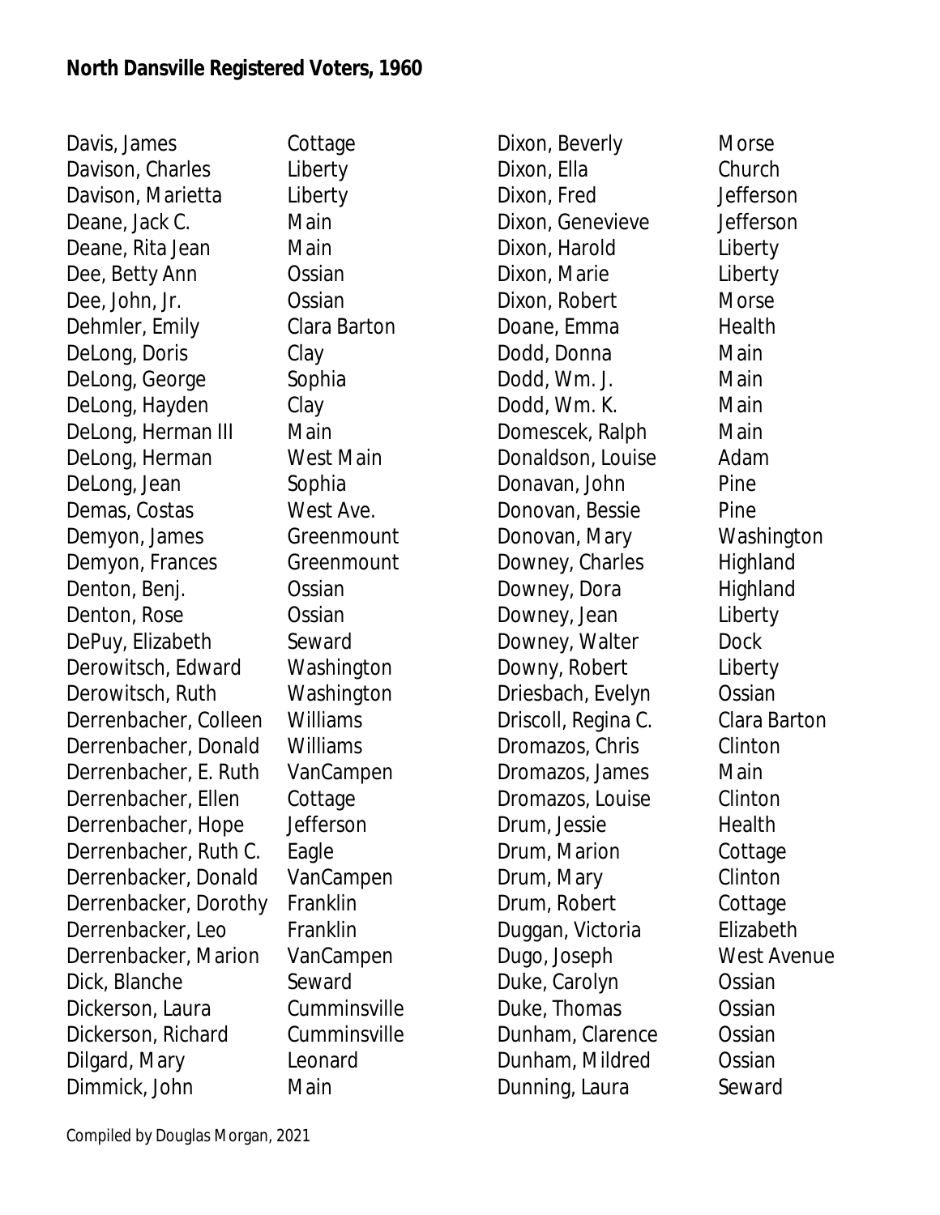**North Dansville Registered Voters, 1960**

| Name | Street |
|---|---|
| Davis, James | Cottage |
| Davison, Charles | Liberty |
| Davison, Marietta | Liberty |
| Deane, Jack C. | Main |
| Deane, Rita Jean | Main |
| Dee, Betty Ann | Ossian |
| Dee, John, Jr. | Ossian |
| Dehmler, Emily | Clara Barton |
| DeLong, Doris | Clay |
| DeLong, George | Sophia |
| DeLong, Hayden | Clay |
| DeLong, Herman III | Main |
| DeLong, Herman | West Main |
| DeLong, Jean | Sophia |
| Demas, Costas | West Ave. |
| Demyon, James | Greenmount |
| Demyon, Frances | Greenmount |
| Denton, Benj. | Ossian |
| Denton, Rose | Ossian |
| DePuy, Elizabeth | Seward |
| Derowitsch, Edward | Washington |
| Derowitsch, Ruth | Washington |
| Derrenbacher, Colleen | Williams |
| Derrenbacher, Donald | Williams |
| Derrenbacher, E. Ruth | VanCampen |
| Derrenbacher, Ellen | Cottage |
| Derrenbacher, Hope | Jefferson |
| Derrenbacher, Ruth C. | Eagle |
| Derrenbacker, Donald | VanCampen |
| Derrenbacker, Dorothy | Franklin |
| Derrenbacker, Leo | Franklin |
| Derrenbacker, Marion | VanCampen |
| Dick, Blanche | Seward |
| Dickerson, Laura | Cumminsville |
| Dickerson, Richard | Cumminsville |
| Dilgard, Mary | Leonard |
| Dimmick, John | Main |
| Dixon, Beverly | Morse |
| Dixon, Ella | Church |
| Dixon, Fred | Jefferson |
| Dixon, Genevieve | Jefferson |
| Dixon, Harold | Liberty |
| Dixon, Marie | Liberty |
| Dixon, Robert | Morse |
| Doane, Emma | Health |
| Dodd, Donna | Main |
| Dodd, Wm. J. | Main |
| Dodd, Wm. K. | Main |
| Domescek, Ralph | Main |
| Donaldson, Louise | Adam |
| Donavan, John | Pine |
| Donovan, Bessie | Pine |
| Donovan, Mary | Washington |
| Downey, Charles | Highland |
| Downey, Dora | Highland |
| Downey, Jean | Liberty |
| Downey, Walter | Dock |
| Downy, Robert | Liberty |
| Driesbach, Evelyn | Ossian |
| Driscoll, Regina C. | Clara Barton |
| Dromazos, Chris | Clinton |
| Dromazos, James | Main |
| Dromazos, Louise | Clinton |
| Drum, Jessie | Health |
| Drum, Marion | Cottage |
| Drum, Mary | Clinton |
| Drum, Robert | Cottage |
| Duggan, Victoria | Elizabeth |
| Dugo, Joseph | West Avenue |
| Duke, Carolyn | Ossian |
| Duke, Thomas | Ossian |
| Dunham, Clarence | Ossian |
| Dunham, Mildred | Ossian |
| Dunning, Laura | Seward |

Compiled by Douglas Morgan, 2021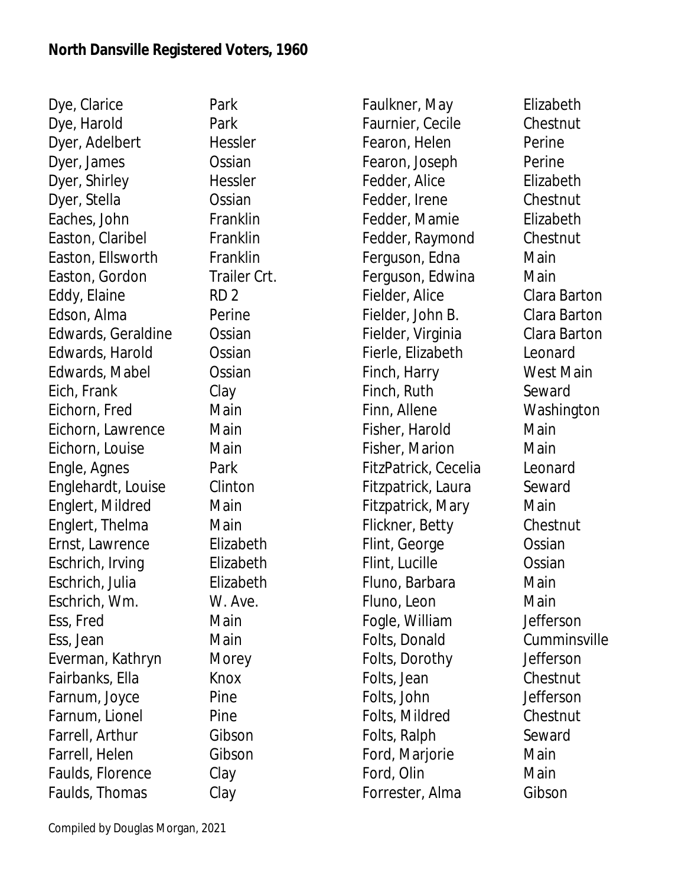**North Dansville Registered Voters, 1960**

| Name | Street |
|---|---|
| Dye, Clarice | Park |
| Dye, Harold | Park |
| Dyer, Adelbert | Hessler |
| Dyer, James | Ossian |
| Dyer, Shirley | Hessler |
| Dyer, Stella | Ossian |
| Eaches, John | Franklin |
| Easton, Claribel | Franklin |
| Easton, Ellsworth | Franklin |
| Easton, Gordon | Trailer Crt. |
| Eddy, Elaine | RD 2 |
| Edson, Alma | Perine |
| Edwards, Geraldine | Ossian |
| Edwards, Harold | Ossian |
| Edwards, Mabel | Ossian |
| Eich, Frank | Clay |
| Eichorn, Fred | Main |
| Eichorn, Lawrence | Main |
| Eichorn, Louise | Main |
| Engle, Agnes | Park |
| Englehardt, Louise | Clinton |
| Englert, Mildred | Main |
| Englert, Thelma | Main |
| Ernst, Lawrence | Elizabeth |
| Eschrich, Irving | Elizabeth |
| Eschrich, Julia | Elizabeth |
| Eschrich, Wm. | W. Ave. |
| Ess, Fred | Main |
| Ess, Jean | Main |
| Everman, Kathryn | Morey |
| Fairbanks, Ella | Knox |
| Farnum, Joyce | Pine |
| Farnum, Lionel | Pine |
| Farrell, Arthur | Gibson |
| Farrell, Helen | Gibson |
| Faulds, Florence | Clay |
| Faulds, Thomas | Clay |
| Faulkner, May | Elizabeth |
| Faurnier, Cecile | Chestnut |
| Fearon, Helen | Perine |
| Fearon, Joseph | Perine |
| Fedder, Alice | Elizabeth |
| Fedder, Irene | Chestnut |
| Fedder, Mamie | Elizabeth |
| Fedder, Raymond | Chestnut |
| Ferguson, Edna | Main |
| Ferguson, Edwina | Main |
| Fielder, Alice | Clara Barton |
| Fielder, John B. | Clara Barton |
| Fielder, Virginia | Clara Barton |
| Fierle, Elizabeth | Leonard |
| Finch, Harry | West Main |
| Finch, Ruth | Seward |
| Finn, Allene | Washington |
| Fisher, Harold | Main |
| Fisher, Marion | Main |
| FitzPatrick, Cecelia | Leonard |
| Fitzpatrick, Laura | Seward |
| Fitzpatrick, Mary | Main |
| Flickner, Betty | Chestnut |
| Flint, George | Ossian |
| Flint, Lucille | Ossian |
| Fluno, Barbara | Main |
| Fluno, Leon | Main |
| Fogle, William | Jefferson |
| Folts, Donald | Cumminsville |
| Folts, Dorothy | Jefferson |
| Folts, Jean | Chestnut |
| Folts, John | Jefferson |
| Folts, Mildred | Chestnut |
| Folts, Ralph | Seward |
| Ford, Marjorie | Main |
| Ford, Olin | Main |
| Forrester, Alma | Gibson |

Compiled by Douglas Morgan, 2021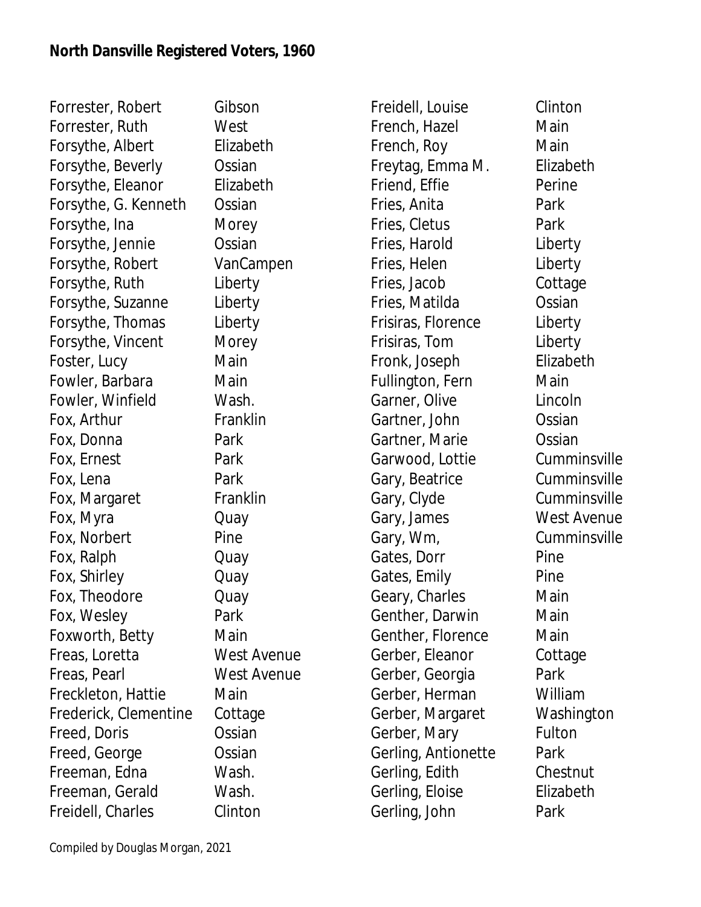**North Dansville Registered Voters, 1960**

| Name | Street |
|---|---|
| Forrester, Robert | Gibson |
| Forrester, Ruth | West |
| Forsythe, Albert | Elizabeth |
| Forsythe, Beverly | Ossian |
| Forsythe, Eleanor | Elizabeth |
| Forsythe, G. Kenneth | Ossian |
| Forsythe, Ina | Morey |
| Forsythe, Jennie | Ossian |
| Forsythe, Robert | VanCampen |
| Forsythe, Ruth | Liberty |
| Forsythe, Suzanne | Liberty |
| Forsythe, Thomas | Liberty |
| Forsythe, Vincent | Morey |
| Foster, Lucy | Main |
| Fowler, Barbara | Main |
| Fowler, Winfield | Wash. |
| Fox, Arthur | Franklin |
| Fox, Donna | Park |
| Fox, Ernest | Park |
| Fox, Lena | Park |
| Fox, Margaret | Franklin |
| Fox, Myra | Quay |
| Fox, Norbert | Pine |
| Fox, Ralph | Quay |
| Fox, Shirley | Quay |
| Fox, Theodore | Quay |
| Fox, Wesley | Park |
| Foxworth, Betty | Main |
| Freas, Loretta | West Avenue |
| Freas, Pearl | West Avenue |
| Freckleton, Hattie | Main |
| Frederick, Clementine | Cottage |
| Freed, Doris | Ossian |
| Freed, George | Ossian |
| Freeman, Edna | Wash. |
| Freeman, Gerald | Wash. |
| Freidell, Charles | Clinton |
| Freidell, Louise | Clinton |
| French, Hazel | Main |
| French, Roy | Main |
| Freytag, Emma M. | Elizabeth |
| Friend, Effie | Perine |
| Fries, Anita | Park |
| Fries, Cletus | Park |
| Fries, Harold | Liberty |
| Fries, Helen | Liberty |
| Fries, Jacob | Cottage |
| Fries, Matilda | Ossian |
| Frisiras, Florence | Liberty |
| Frisiras, Tom | Liberty |
| Fronk, Joseph | Elizabeth |
| Fullington, Fern | Main |
| Garner, Olive | Lincoln |
| Gartner, John | Ossian |
| Gartner, Marie | Ossian |
| Garwood, Lottie | Cumminsville |
| Gary, Beatrice | Cumminsville |
| Gary, Clyde | Cumminsville |
| Gary, James | West Avenue |
| Gary, Wm, | Cumminsville |
| Gates, Dorr | Pine |
| Gates, Emily | Pine |
| Geary, Charles | Main |
| Genther, Darwin | Main |
| Genther, Florence | Main |
| Gerber, Eleanor | Cottage |
| Gerber, Georgia | Park |
| Gerber, Herman | William |
| Gerber, Margaret | Washington |
| Gerber, Mary | Fulton |
| Gerling, Antionette | Park |
| Gerling, Edith | Chestnut |
| Gerling, Eloise | Elizabeth |
| Gerling, John | Park |

Compiled by Douglas Morgan, 2021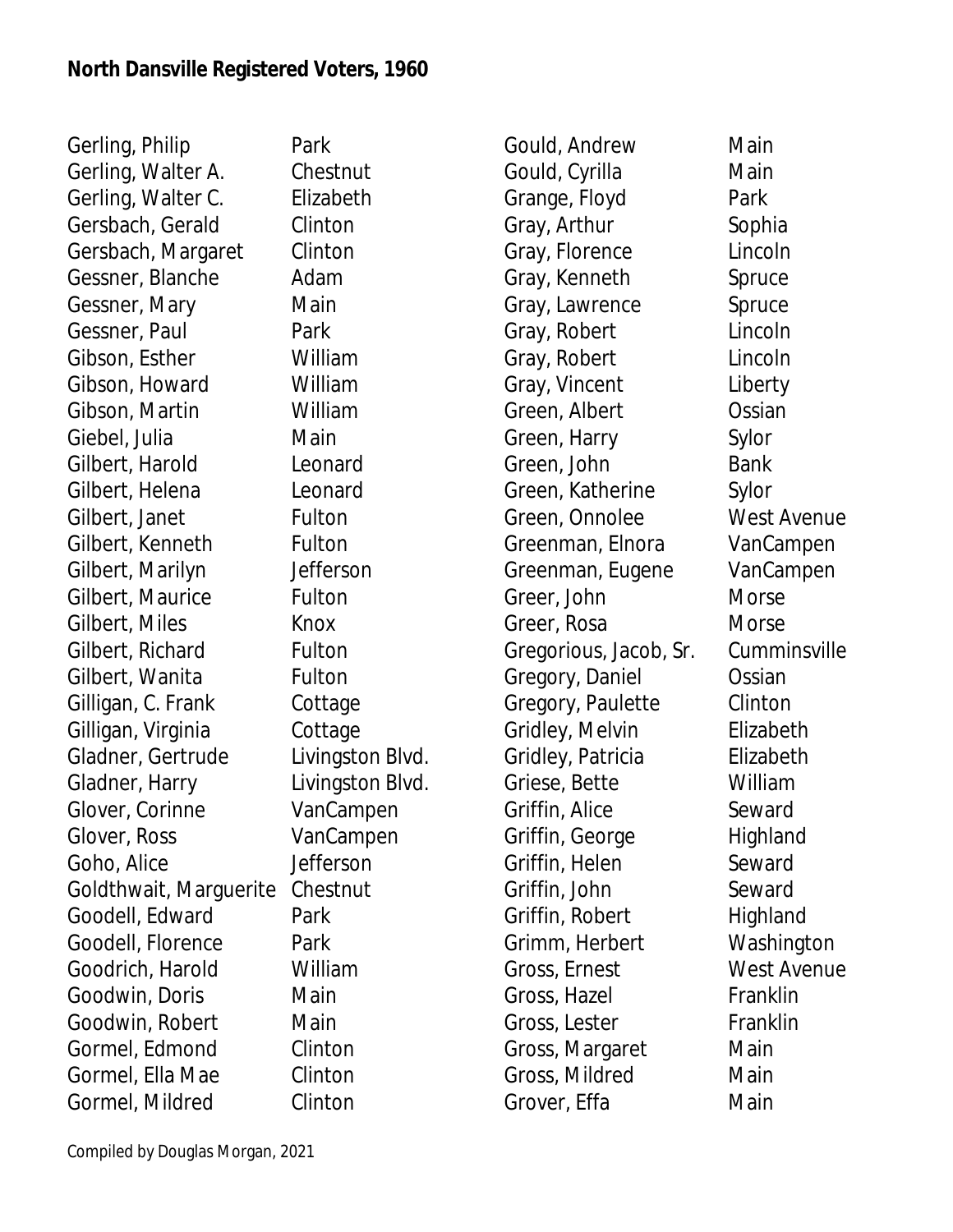**North Dansville Registered Voters, 1960**

| Name | Street |
|---|---|
| Gerling, Philip | Park |
| Gerling, Walter A. | Chestnut |
| Gerling, Walter C. | Elizabeth |
| Gersbach, Gerald | Clinton |
| Gersbach, Margaret | Clinton |
| Gessner, Blanche | Adam |
| Gessner, Mary | Main |
| Gessner, Paul | Park |
| Gibson, Esther | William |
| Gibson, Howard | William |
| Gibson, Martin | William |
| Giebel, Julia | Main |
| Gilbert, Harold | Leonard |
| Gilbert, Helena | Leonard |
| Gilbert, Janet | Fulton |
| Gilbert, Kenneth | Fulton |
| Gilbert, Marilyn | Jefferson |
| Gilbert, Maurice | Fulton |
| Gilbert, Miles | Knox |
| Gilbert, Richard | Fulton |
| Gilbert, Wanita | Fulton |
| Gilligan, C. Frank | Cottage |
| Gilligan, Virginia | Cottage |
| Gladner, Gertrude | Livingston Blvd. |
| Gladner, Harry | Livingston Blvd. |
| Glover, Corinne | VanCampen |
| Glover, Ross | VanCampen |
| Goho, Alice | Jefferson |
| Goldthwait, Marguerite | Chestnut |
| Goodell, Edward | Park |
| Goodell, Florence | Park |
| Goodrich, Harold | William |
| Goodwin, Doris | Main |
| Goodwin, Robert | Main |
| Gormel, Edmond | Clinton |
| Gormel, Ella Mae | Clinton |
| Gormel, Mildred | Clinton |
| Gould, Andrew | Main |
| Gould, Cyrilla | Main |
| Grange, Floyd | Park |
| Gray, Arthur | Sophia |
| Gray, Florence | Lincoln |
| Gray, Kenneth | Spruce |
| Gray, Lawrence | Spruce |
| Gray, Robert | Lincoln |
| Gray, Robert | Lincoln |
| Gray, Vincent | Liberty |
| Green, Albert | Ossian |
| Green, Harry | Sylor |
| Green, John | Bank |
| Green, Katherine | Sylor |
| Green, Onnolee | West Avenue |
| Greenman, Elnora | VanCampen |
| Greenman, Eugene | VanCampen |
| Greer, John | Morse |
| Greer, Rosa | Morse |
| Gregorious, Jacob, Sr. | Cumminsville |
| Gregory, Daniel | Ossian |
| Gregory, Paulette | Clinton |
| Gridley, Melvin | Elizabeth |
| Gridley, Patricia | Elizabeth |
| Griese, Bette | William |
| Griffin, Alice | Seward |
| Griffin, George | Highland |
| Griffin, Helen | Seward |
| Griffin, John | Seward |
| Griffin, Robert | Highland |
| Grimm, Herbert | Washington |
| Gross, Ernest | West Avenue |
| Gross, Hazel | Franklin |
| Gross, Lester | Franklin |
| Gross, Margaret | Main |
| Gross, Mildred | Main |
| Grover, Effa | Main |

Compiled by Douglas Morgan, 2021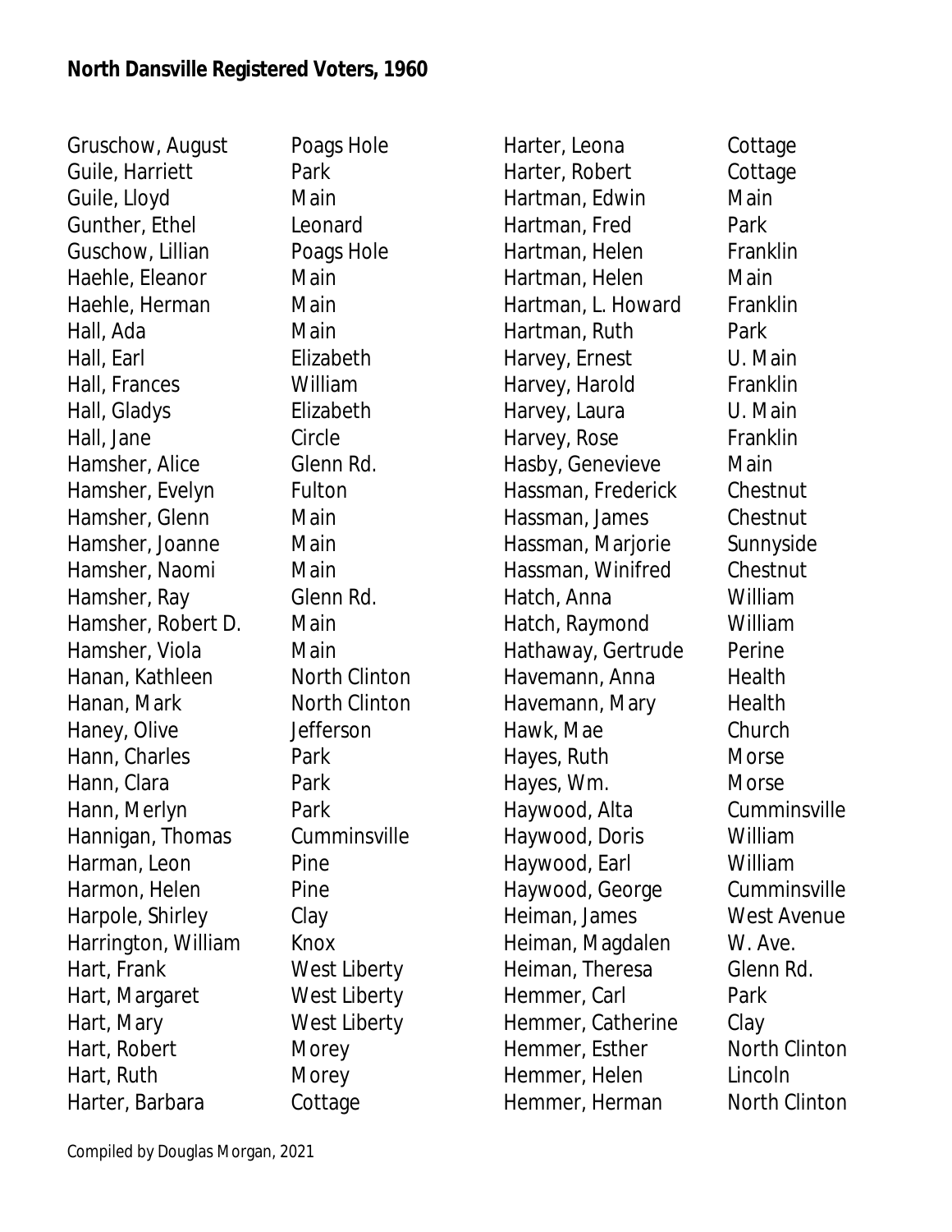**North Dansville Registered Voters, 1960**

| Name | Street |
|---|---|
| Gruschow, August | Poags Hole |
| Guile, Harriett | Park |
| Guile, Lloyd | Main |
| Gunther, Ethel | Leonard |
| Guschow, Lillian | Poags Hole |
| Haehle, Eleanor | Main |
| Haehle, Herman | Main |
| Hall, Ada | Main |
| Hall, Earl | Elizabeth |
| Hall, Frances | William |
| Hall, Gladys | Elizabeth |
| Hall, Jane | Circle |
| Hamsher, Alice | Glenn Rd. |
| Hamsher, Evelyn | Fulton |
| Hamsher, Glenn | Main |
| Hamsher, Joanne | Main |
| Hamsher, Naomi | Main |
| Hamsher, Ray | Glenn Rd. |
| Hamsher, Robert D. | Main |
| Hamsher, Viola | Main |
| Hanan, Kathleen | North Clinton |
| Hanan, Mark | North Clinton |
| Haney, Olive | Jefferson |
| Hann, Charles | Park |
| Hann, Clara | Park |
| Hann, Merlyn | Park |
| Hannigan, Thomas | Cumminsville |
| Harman, Leon | Pine |
| Harmon, Helen | Pine |
| Harpole, Shirley | Clay |
| Harrington, William | Knox |
| Hart, Frank | West Liberty |
| Hart, Margaret | West Liberty |
| Hart, Mary | West Liberty |
| Hart, Robert | Morey |
| Hart, Ruth | Morey |
| Harter, Barbara | Cottage |
| Harter, Leona | Cottage |
| Harter, Robert | Cottage |
| Hartman, Edwin | Main |
| Hartman, Fred | Park |
| Hartman, Helen | Franklin |
| Hartman, Helen | Main |
| Hartman, L. Howard | Franklin |
| Hartman, Ruth | Park |
| Harvey, Ernest | U. Main |
| Harvey, Harold | Franklin |
| Harvey, Laura | U. Main |
| Harvey, Rose | Franklin |
| Hasby, Genevieve | Main |
| Hassman, Frederick | Chestnut |
| Hassman, James | Chestnut |
| Hassman, Marjorie | Sunnyside |
| Hassman, Winifred | Chestnut |
| Hatch, Anna | William |
| Hatch, Raymond | William |
| Hathaway, Gertrude | Perine |
| Havemann, Anna | Health |
| Havemann, Mary | Health |
| Hawk, Mae | Church |
| Hayes, Ruth | Morse |
| Hayes, Wm. | Morse |
| Haywood, Alta | Cumminsville |
| Haywood, Doris | William |
| Haywood, Earl | William |
| Haywood, George | Cumminsville |
| Heiman, James | West Avenue |
| Heiman, Magdalen | W. Ave. |
| Heiman, Theresa | Glenn Rd. |
| Hemmer, Carl | Park |
| Hemmer, Catherine | Clay |
| Hemmer, Esther | North Clinton |
| Hemmer, Helen | Lincoln |
| Hemmer, Herman | North Clinton |

Compiled by Douglas Morgan, 2021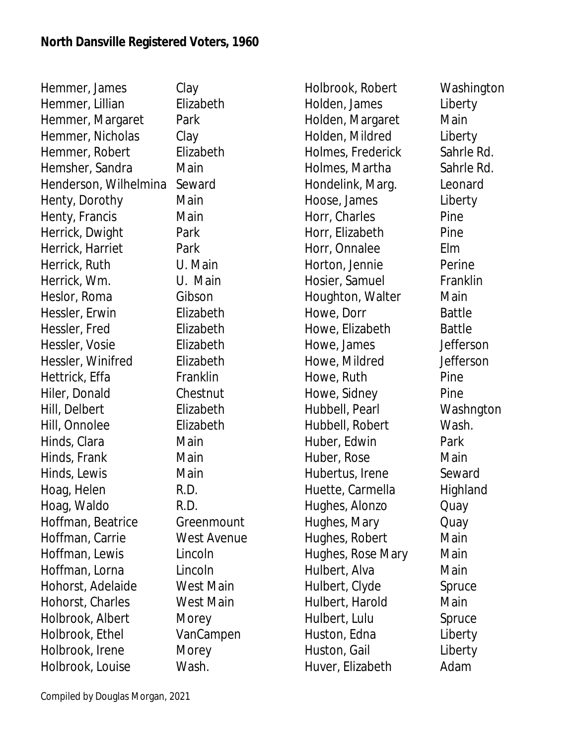**North Dansville Registered Voters, 1960**

| Name | Street |
|---|---|
| Hemmer, James | Clay |
| Hemmer, Lillian | Elizabeth |
| Hemmer, Margaret | Park |
| Hemmer, Nicholas | Clay |
| Hemmer, Robert | Elizabeth |
| Hemsher, Sandra | Main |
| Henderson, Wilhelmina | Seward |
| Henty, Dorothy | Main |
| Henty, Francis | Main |
| Herrick, Dwight | Park |
| Herrick, Harriet | Park |
| Herrick, Ruth | U. Main |
| Herrick, Wm. | U. Main |
| Heslor, Roma | Gibson |
| Hessler, Erwin | Elizabeth |
| Hessler, Fred | Elizabeth |
| Hessler, Vosie | Elizabeth |
| Hessler, Winifred | Elizabeth |
| Hettrick, Effa | Franklin |
| Hiler, Donald | Chestnut |
| Hill, Delbert | Elizabeth |
| Hill, Onnolee | Elizabeth |
| Hinds, Clara | Main |
| Hinds, Frank | Main |
| Hinds, Lewis | Main |
| Hoag, Helen | R.D. |
| Hoag, Waldo | R.D. |
| Hoffman, Beatrice | Greenmount |
| Hoffman, Carrie | West Avenue |
| Hoffman, Lewis | Lincoln |
| Hoffman, Lorna | Lincoln |
| Hohorst, Adelaide | West Main |
| Hohorst, Charles | West Main |
| Holbrook, Albert | Morey |
| Holbrook, Ethel | VanCampen |
| Holbrook, Irene | Morey |
| Holbrook, Louise | Wash. |
| Holbrook, Robert | Washington |
| Holden, James | Liberty |
| Holden, Margaret | Main |
| Holden, Mildred | Liberty |
| Holmes, Frederick | Sahrle Rd. |
| Holmes, Martha | Sahrle Rd. |
| Hondelink, Marg. | Leonard |
| Hoose, James | Liberty |
| Horr, Charles | Pine |
| Horr, Elizabeth | Pine |
| Horr, Onnalee | Elm |
| Horton, Jennie | Perine |
| Hosier, Samuel | Franklin |
| Houghton, Walter | Main |
| Howe, Dorr | Battle |
| Howe, Elizabeth | Battle |
| Howe, James | Jefferson |
| Howe, Mildred | Jefferson |
| Howe, Ruth | Pine |
| Howe, Sidney | Pine |
| Hubbell, Pearl | Washngton |
| Hubbell, Robert | Wash. |
| Huber, Edwin | Park |
| Huber, Rose | Main |
| Hubertus, Irene | Seward |
| Huette, Carmella | Highland |
| Hughes, Alonzo | Quay |
| Hughes, Mary | Quay |
| Hughes, Robert | Main |
| Hughes, Rose Mary | Main |
| Hulbert, Alva | Main |
| Hulbert, Clyde | Spruce |
| Hulbert, Harold | Main |
| Hulbert, Lulu | Spruce |
| Huston, Edna | Liberty |
| Huston, Gail | Liberty |
| Huver, Elizabeth | Adam |

Compiled by Douglas Morgan, 2021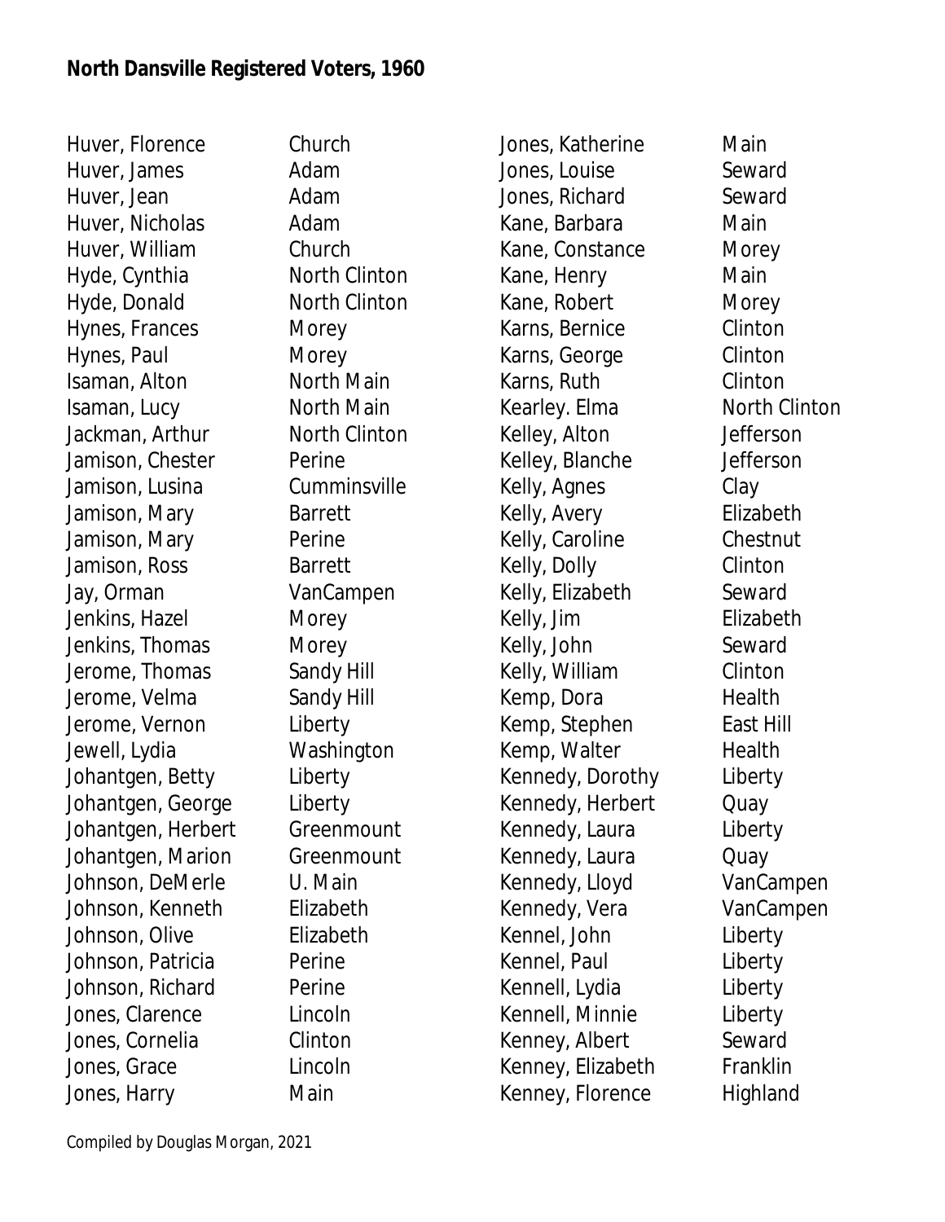**North Dansville Registered Voters, 1960**

| Name | Street |
|---|---|
| Huver, Florence | Church |
| Huver, James | Adam |
| Huver, Jean | Adam |
| Huver, Nicholas | Adam |
| Huver, William | Church |
| Hyde, Cynthia | North Clinton |
| Hyde, Donald | North Clinton |
| Hynes, Frances | Morey |
| Hynes, Paul | Morey |
| Isaman, Alton | North Main |
| Isaman, Lucy | North Main |
| Jackman, Arthur | North Clinton |
| Jamison, Chester | Perine |
| Jamison, Lusina | Cumminsville |
| Jamison, Mary | Barrett |
| Jamison, Mary | Perine |
| Jamison, Ross | Barrett |
| Jay, Orman | VanCampen |
| Jenkins, Hazel | Morey |
| Jenkins, Thomas | Morey |
| Jerome, Thomas | Sandy Hill |
| Jerome, Velma | Sandy Hill |
| Jerome, Vernon | Liberty |
| Jewell, Lydia | Washington |
| Johantgen, Betty | Liberty |
| Johantgen, George | Liberty |
| Johantgen, Herbert | Greenmount |
| Johantgen, Marion | Greenmount |
| Johnson, DeMerle | U. Main |
| Johnson, Kenneth | Elizabeth |
| Johnson, Olive | Elizabeth |
| Johnson, Patricia | Perine |
| Johnson, Richard | Perine |
| Jones, Clarence | Lincoln |
| Jones, Cornelia | Clinton |
| Jones, Grace | Lincoln |
| Jones, Harry | Main |
| Jones, Katherine | Main |
| Jones, Louise | Seward |
| Jones, Richard | Seward |
| Kane, Barbara | Main |
| Kane, Constance | Morey |
| Kane, Henry | Main |
| Kane, Robert | Morey |
| Karns, Bernice | Clinton |
| Karns, George | Clinton |
| Karns, Ruth | Clinton |
| Kearley. Elma | North Clinton |
| Kelley, Alton | Jefferson |
| Kelley, Blanche | Jefferson |
| Kelly, Agnes | Clay |
| Kelly, Avery | Elizabeth |
| Kelly, Caroline | Chestnut |
| Kelly, Dolly | Clinton |
| Kelly, Elizabeth | Seward |
| Kelly, Jim | Elizabeth |
| Kelly, John | Seward |
| Kelly, William | Clinton |
| Kemp, Dora | Health |
| Kemp, Stephen | East Hill |
| Kemp, Walter | Health |
| Kennedy, Dorothy | Liberty |
| Kennedy, Herbert | Quay |
| Kennedy, Laura | Liberty |
| Kennedy, Laura | Quay |
| Kennedy, Lloyd | VanCampen |
| Kennedy, Vera | VanCampen |
| Kennel, John | Liberty |
| Kennel, Paul | Liberty |
| Kennell, Lydia | Liberty |
| Kennell, Minnie | Liberty |
| Kenney, Albert | Seward |
| Kenney, Elizabeth | Franklin |
| Kenney, Florence | Highland |

Compiled by Douglas Morgan, 2021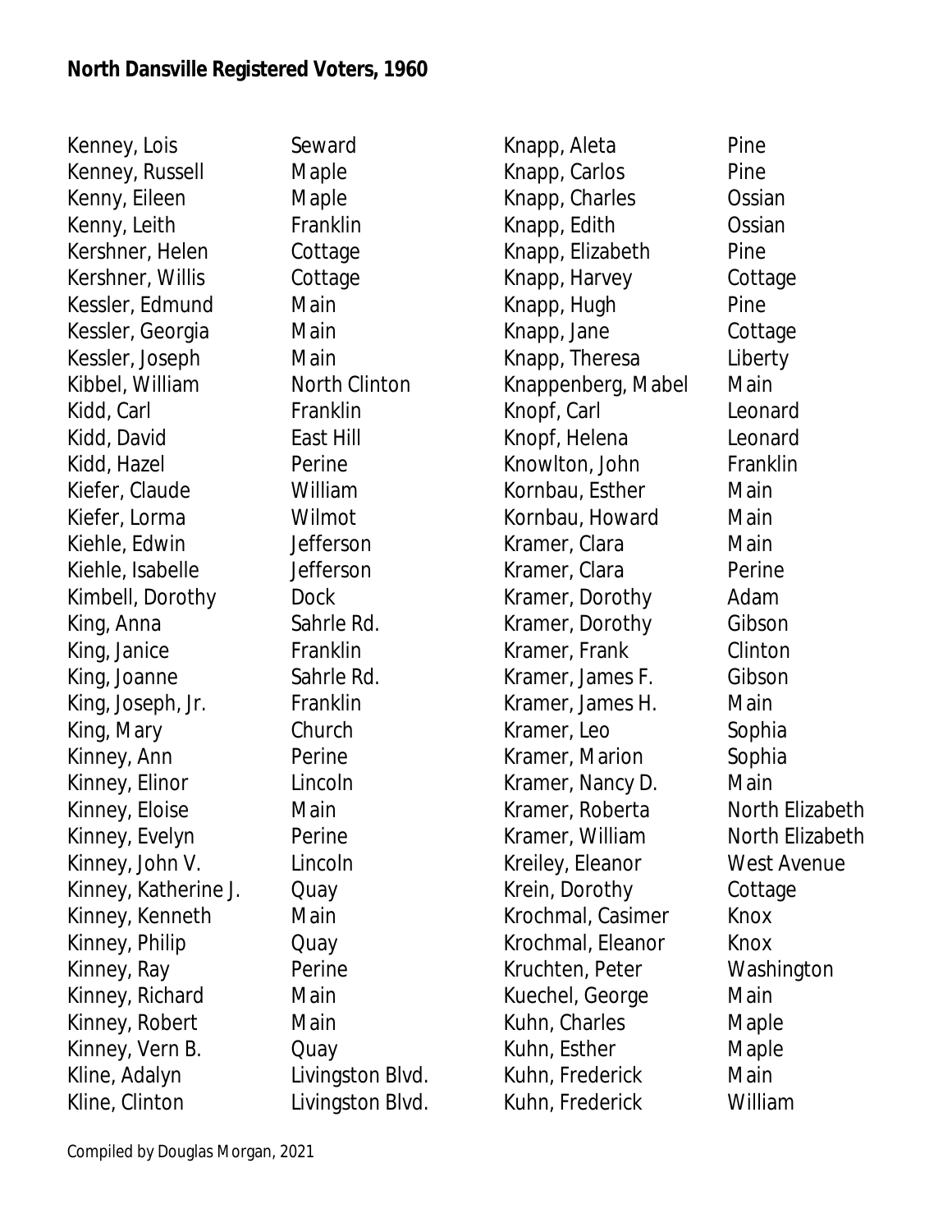**North Dansville Registered Voters, 1960**

| Name | Street |
|---|---|
| Kenney, Lois | Seward |
| Kenney, Russell | Maple |
| Kenny, Eileen | Maple |
| Kenny, Leith | Franklin |
| Kershner, Helen | Cottage |
| Kershner, Willis | Cottage |
| Kessler, Edmund | Main |
| Kessler, Georgia | Main |
| Kessler, Joseph | Main |
| Kibbel, William | North Clinton |
| Kidd, Carl | Franklin |
| Kidd, David | East Hill |
| Kidd, Hazel | Perine |
| Kiefer, Claude | William |
| Kiefer, Lorma | Wilmot |
| Kiehle, Edwin | Jefferson |
| Kiehle, Isabelle | Jefferson |
| Kimbell, Dorothy | Dock |
| King, Anna | Sahrle Rd. |
| King, Janice | Franklin |
| King, Joanne | Sahrle Rd. |
| King, Joseph, Jr. | Franklin |
| King, Mary | Church |
| Kinney, Ann | Perine |
| Kinney, Elinor | Lincoln |
| Kinney, Eloise | Main |
| Kinney, Evelyn | Perine |
| Kinney, John V. | Lincoln |
| Kinney, Katherine J. | Quay |
| Kinney, Kenneth | Main |
| Kinney, Philip | Quay |
| Kinney, Ray | Perine |
| Kinney, Richard | Main |
| Kinney, Robert | Main |
| Kinney, Vern B. | Quay |
| Kline, Adalyn | Livingston Blvd. |
| Kline, Clinton | Livingston Blvd. |
| Knapp, Aleta | Pine |
| Knapp, Carlos | Pine |
| Knapp, Charles | Ossian |
| Knapp, Edith | Ossian |
| Knapp, Elizabeth | Pine |
| Knapp, Harvey | Cottage |
| Knapp, Hugh | Pine |
| Knapp, Jane | Cottage |
| Knapp, Theresa | Liberty |
| Knappenberg, Mabel | Main |
| Knopf, Carl | Leonard |
| Knopf, Helena | Leonard |
| Knowlton, John | Franklin |
| Kornbau, Esther | Main |
| Kornbau, Howard | Main |
| Kramer, Clara | Main |
| Kramer, Clara | Perine |
| Kramer, Dorothy | Adam |
| Kramer, Dorothy | Gibson |
| Kramer, Frank | Clinton |
| Kramer, James F. | Gibson |
| Kramer, James H. | Main |
| Kramer, Leo | Sophia |
| Kramer, Marion | Sophia |
| Kramer, Nancy D. | Main |
| Kramer, Roberta | North Elizabeth |
| Kramer, William | North Elizabeth |
| Kreiley, Eleanor | West Avenue |
| Krein, Dorothy | Cottage |
| Krochmal, Casimer | Knox |
| Krochmal, Eleanor | Knox |
| Kruchten, Peter | Washington |
| Kuechel, George | Main |
| Kuhn, Charles | Maple |
| Kuhn, Esther | Maple |
| Kuhn, Frederick | Main |
| Kuhn, Frederick | William |

Compiled by Douglas Morgan, 2021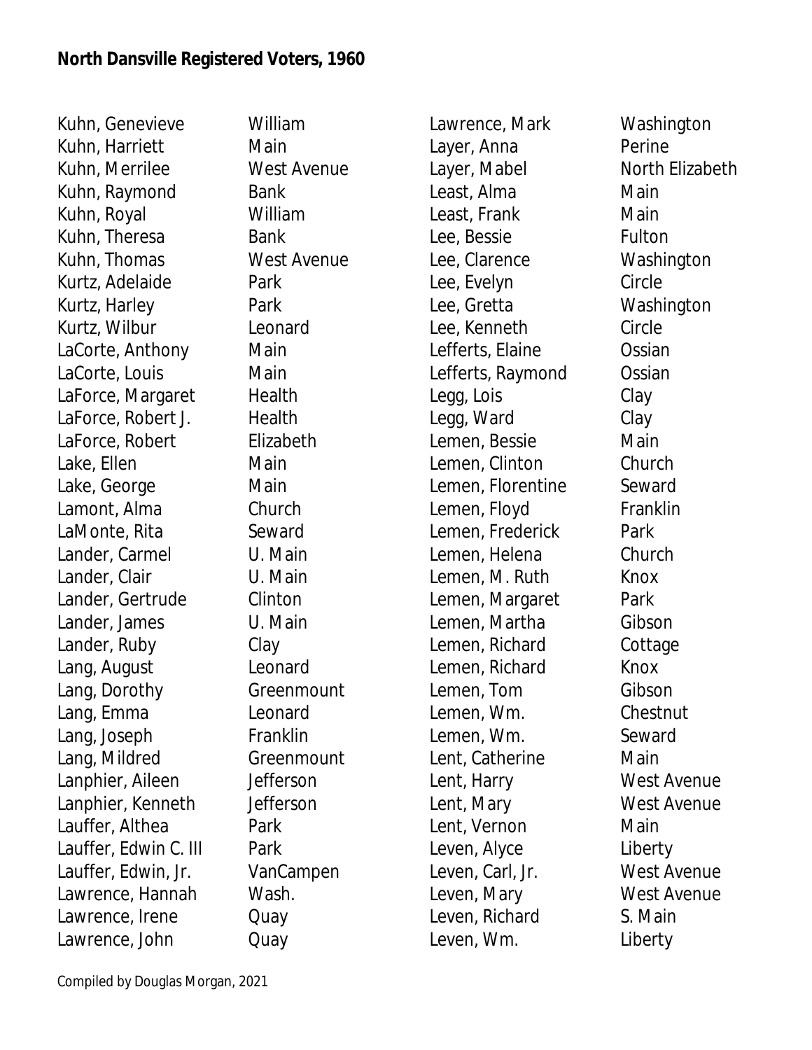**North Dansville Registered Voters, 1960**

| Name | Street |
|---|---|
| Kuhn, Genevieve | William |
| Kuhn, Harriett | Main |
| Kuhn, Merrilee | West Avenue |
| Kuhn, Raymond | Bank |
| Kuhn, Royal | William |
| Kuhn, Theresa | Bank |
| Kuhn, Thomas | West Avenue |
| Kurtz, Adelaide | Park |
| Kurtz, Harley | Park |
| Kurtz, Wilbur | Leonard |
| LaCorte, Anthony | Main |
| LaCorte, Louis | Main |
| LaForce, Margaret | Health |
| LaForce, Robert J. | Health |
| LaForce, Robert | Elizabeth |
| Lake, Ellen | Main |
| Lake, George | Main |
| Lamont, Alma | Church |
| LaMonte, Rita | Seward |
| Lander, Carmel | U. Main |
| Lander, Clair | U. Main |
| Lander, Gertrude | Clinton |
| Lander, James | U. Main |
| Lander, Ruby | Clay |
| Lang, August | Leonard |
| Lang, Dorothy | Greenmount |
| Lang, Emma | Leonard |
| Lang, Joseph | Franklin |
| Lang, Mildred | Greenmount |
| Lanphier, Aileen | Jefferson |
| Lanphier, Kenneth | Jefferson |
| Lauffer, Althea | Park |
| Lauffer, Edwin C. III | Park |
| Lauffer, Edwin, Jr. | VanCampen |
| Lawrence, Hannah | Wash. |
| Lawrence, Irene | Quay |
| Lawrence, John | Quay |
| Lawrence, Mark | Washington |
| Layer, Anna | Perine |
| Layer, Mabel | North Elizabeth |
| Least, Alma | Main |
| Least, Frank | Main |
| Lee, Bessie | Fulton |
| Lee, Clarence | Washington |
| Lee, Evelyn | Circle |
| Lee, Gretta | Washington |
| Lee, Kenneth | Circle |
| Lefferts, Elaine | Ossian |
| Lefferts, Raymond | Ossian |
| Legg, Lois | Clay |
| Legg, Ward | Clay |
| Lemen, Bessie | Main |
| Lemen, Clinton | Church |
| Lemen, Florentine | Seward |
| Lemen, Floyd | Franklin |
| Lemen, Frederick | Park |
| Lemen, Helena | Church |
| Lemen, M. Ruth | Knox |
| Lemen, Margaret | Park |
| Lemen, Martha | Gibson |
| Lemen, Richard | Cottage |
| Lemen, Richard | Knox |
| Lemen, Tom | Gibson |
| Lemen, Wm. | Chestnut |
| Lemen, Wm. | Seward |
| Lent, Catherine | Main |
| Lent, Harry | West Avenue |
| Lent, Mary | West Avenue |
| Lent, Vernon | Main |
| Leven, Alyce | Liberty |
| Leven, Carl, Jr. | West Avenue |
| Leven, Mary | West Avenue |
| Leven, Richard | S. Main |
| Leven, Wm. | Liberty |

Compiled by Douglas Morgan, 2021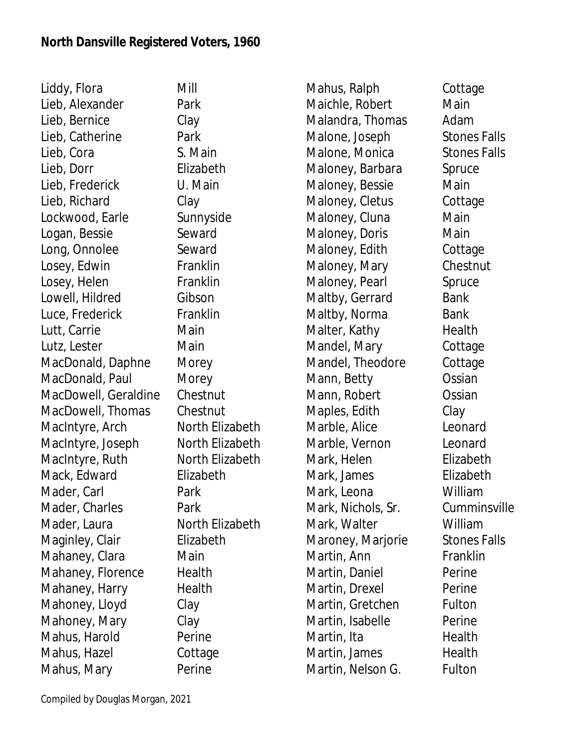**North Dansville Registered Voters, 1960**

| Name | Street |
|---|---|
| Liddy, Flora | Mill |
| Lieb, Alexander | Park |
| Lieb, Bernice | Clay |
| Lieb, Catherine | Park |
| Lieb, Cora | S. Main |
| Lieb, Dorr | Elizabeth |
| Lieb, Frederick | U. Main |
| Lieb, Richard | Clay |
| Lockwood, Earle | Sunnyside |
| Logan, Bessie | Seward |
| Long, Onnolee | Seward |
| Losey, Edwin | Franklin |
| Losey, Helen | Franklin |
| Lowell, Hildred | Gibson |
| Luce, Frederick | Franklin |
| Lutt, Carrie | Main |
| Lutz, Lester | Main |
| MacDonald, Daphne | Morey |
| MacDonald, Paul | Morey |
| MacDowell, Geraldine | Chestnut |
| MacDowell, Thomas | Chestnut |
| MacIntyre, Arch | North Elizabeth |
| MacIntyre, Joseph | North Elizabeth |
| MacIntyre, Ruth | North Elizabeth |
| Mack, Edward | Elizabeth |
| Mader, Carl | Park |
| Mader, Charles | Park |
| Mader, Laura | North Elizabeth |
| Maginley, Clair | Elizabeth |
| Mahaney, Clara | Main |
| Mahaney, Florence | Health |
| Mahaney, Harry | Health |
| Mahoney, Lloyd | Clay |
| Mahoney, Mary | Clay |
| Mahus, Harold | Perine |
| Mahus, Hazel | Cottage |
| Mahus, Mary | Perine |
| Mahus, Ralph | Cottage |
| Maichle, Robert | Main |
| Malandra, Thomas | Adam |
| Malone, Joseph | Stones Falls |
| Malone, Monica | Stones Falls |
| Maloney, Barbara | Spruce |
| Maloney, Bessie | Main |
| Maloney, Cletus | Cottage |
| Maloney, Cluna | Main |
| Maloney, Doris | Main |
| Maloney, Edith | Cottage |
| Maloney, Mary | Chestnut |
| Maloney, Pearl | Spruce |
| Maltby, Gerrard | Bank |
| Maltby, Norma | Bank |
| Malter, Kathy | Health |
| Mandel, Mary | Cottage |
| Mandel, Theodore | Cottage |
| Mann, Betty | Ossian |
| Mann, Robert | Ossian |
| Maples, Edith | Clay |
| Marble, Alice | Leonard |
| Marble, Vernon | Leonard |
| Mark, Helen | Elizabeth |
| Mark, James | Elizabeth |
| Mark, Leona | William |
| Mark, Nichols, Sr. | Cumminsville |
| Mark, Walter | William |
| Maroney, Marjorie | Stones Falls |
| Martin, Ann | Franklin |
| Martin, Daniel | Perine |
| Martin, Drexel | Perine |
| Martin, Gretchen | Fulton |
| Martin, Isabelle | Perine |
| Martin, Ita | Health |
| Martin, James | Health |
| Martin, Nelson G. | Fulton |

Compiled by Douglas Morgan, 2021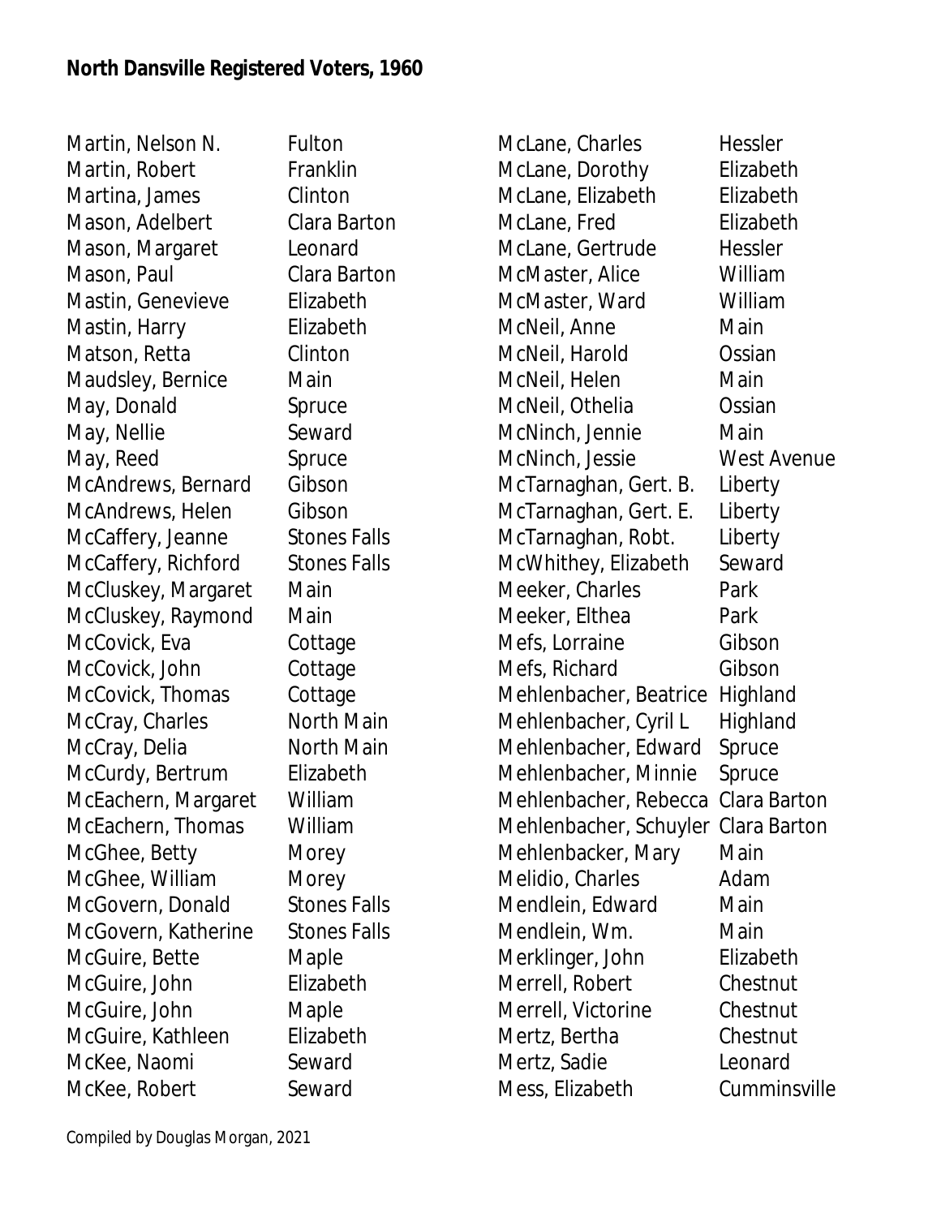**North Dansville Registered Voters, 1960**

| Name | Street |
|---|---|
| Martin, Nelson N. | Fulton |
| Martin, Robert | Franklin |
| Martina, James | Clinton |
| Mason, Adelbert | Clara Barton |
| Mason, Margaret | Leonard |
| Mason, Paul | Clara Barton |
| Mastin, Genevieve | Elizabeth |
| Mastin, Harry | Elizabeth |
| Matson, Retta | Clinton |
| Maudsley, Bernice | Main |
| May, Donald | Spruce |
| May, Nellie | Seward |
| May, Reed | Spruce |
| McAndrews, Bernard | Gibson |
| McAndrews, Helen | Gibson |
| McCaffery, Jeanne | Stones Falls |
| McCaffery, Richford | Stones Falls |
| McCluskey, Margaret | Main |
| McCluskey, Raymond | Main |
| McCovick, Eva | Cottage |
| McCovick, John | Cottage |
| McCovick, Thomas | Cottage |
| McCray, Charles | North Main |
| McCray, Delia | North Main |
| McCurdy, Bertrum | Elizabeth |
| McEachern, Margaret | William |
| McEachern, Thomas | William |
| McGhee, Betty | Morey |
| McGhee, William | Morey |
| McGovern, Donald | Stones Falls |
| McGovern, Katherine | Stones Falls |
| McGuire, Bette | Maple |
| McGuire, John | Elizabeth |
| McGuire, John | Maple |
| McGuire, Kathleen | Elizabeth |
| McKee, Naomi | Seward |
| McKee, Robert | Seward |
| McLane, Charles | Hessler |
| McLane, Dorothy | Elizabeth |
| McLane, Elizabeth | Elizabeth |
| McLane, Fred | Elizabeth |
| McLane, Gertrude | Hessler |
| McMaster, Alice | William |
| McMaster, Ward | William |
| McNeil, Anne | Main |
| McNeil, Harold | Ossian |
| McNeil, Helen | Main |
| McNeil, Othelia | Ossian |
| McNinch, Jennie | Main |
| McNinch, Jessie | West Avenue |
| McTarnaghan, Gert. B. | Liberty |
| McTarnaghan, Gert. E. | Liberty |
| McTarnaghan, Robt. | Liberty |
| McWhithey, Elizabeth | Seward |
| Meeker, Charles | Park |
| Meeker, Elthea | Park |
| Mefs, Lorraine | Gibson |
| Mefs, Richard | Gibson |
| Mehlenbacher, Beatrice | Highland |
| Mehlenbacher, Cyril L | Highland |
| Mehlenbacher, Edward | Spruce |
| Mehlenbacher, Minnie | Spruce |
| Mehlenbacher, Rebecca | Clara Barton |
| Mehlenbacher, Schuyler | Clara Barton |
| Mehlenbacker, Mary | Main |
| Melidio, Charles | Adam |
| Mendlein, Edward | Main |
| Mendlein, Wm. | Main |
| Merklinger, John | Elizabeth |
| Merrell, Robert | Chestnut |
| Merrell, Victorine | Chestnut |
| Mertz, Bertha | Chestnut |
| Mertz, Sadie | Leonard |
| Mess, Elizabeth | Cumminsville |

Compiled by Douglas Morgan, 2021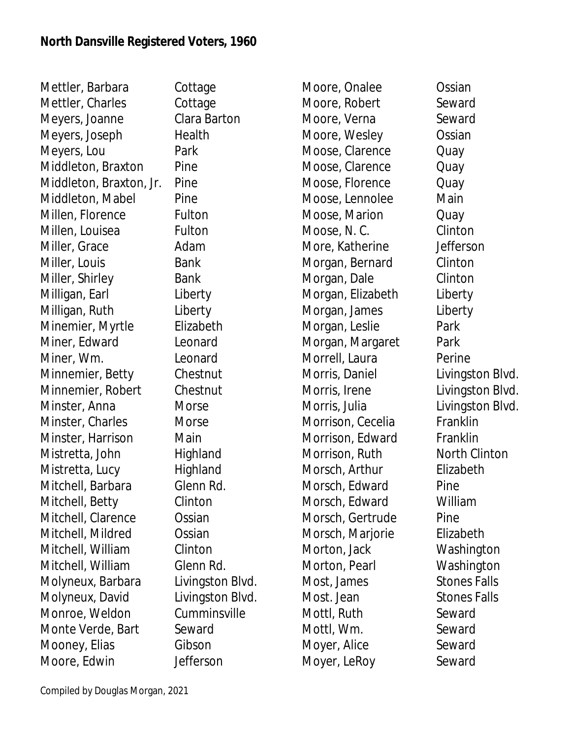**North Dansville Registered Voters, 1960**

| Name | Street |
|---|---|
| Mettler, Barbara | Cottage |
| Mettler, Charles | Cottage |
| Meyers, Joanne | Clara Barton |
| Meyers, Joseph | Health |
| Meyers, Lou | Park |
| Middleton, Braxton | Pine |
| Middleton, Braxton, Jr. | Pine |
| Middleton, Mabel | Pine |
| Millen, Florence | Fulton |
| Millen, Louisea | Fulton |
| Miller, Grace | Adam |
| Miller, Louis | Bank |
| Miller, Shirley | Bank |
| Milligan, Earl | Liberty |
| Milligan, Ruth | Liberty |
| Minemier, Myrtle | Elizabeth |
| Miner, Edward | Leonard |
| Miner, Wm. | Leonard |
| Minnemier, Betty | Chestnut |
| Minnemier, Robert | Chestnut |
| Minster, Anna | Morse |
| Minster, Charles | Morse |
| Minster, Harrison | Main |
| Mistretta, John | Highland |
| Mistretta, Lucy | Highland |
| Mitchell, Barbara | Glenn Rd. |
| Mitchell, Betty | Clinton |
| Mitchell, Clarence | Ossian |
| Mitchell, Mildred | Ossian |
| Mitchell, William | Clinton |
| Mitchell, William | Glenn Rd. |
| Molyneux, Barbara | Livingston Blvd. |
| Molyneux, David | Livingston Blvd. |
| Monroe, Weldon | Cumminsville |
| Monte Verde, Bart | Seward |
| Mooney, Elias | Gibson |
| Moore, Edwin | Jefferson |
| Moore, Onalee | Ossian |
| Moore, Robert | Seward |
| Moore, Verna | Seward |
| Moore, Wesley | Ossian |
| Moose, Clarence | Quay |
| Moose, Clarence | Quay |
| Moose, Florence | Quay |
| Moose, Lennolee | Main |
| Moose, Marion | Quay |
| Moose, N. C. | Clinton |
| More, Katherine | Jefferson |
| Morgan, Bernard | Clinton |
| Morgan, Dale | Clinton |
| Morgan, Elizabeth | Liberty |
| Morgan, James | Liberty |
| Morgan, Leslie | Park |
| Morgan, Margaret | Park |
| Morrell, Laura | Perine |
| Morris, Daniel | Livingston Blvd. |
| Morris, Irene | Livingston Blvd. |
| Morris, Julia | Livingston Blvd. |
| Morrison, Cecelia | Franklin |
| Morrison, Edward | Franklin |
| Morrison, Ruth | North Clinton |
| Morsch, Arthur | Elizabeth |
| Morsch, Edward | Pine |
| Morsch, Edward | William |
| Morsch, Gertrude | Pine |
| Morsch, Marjorie | Elizabeth |
| Morton, Jack | Washington |
| Morton, Pearl | Washington |
| Most, James | Stones Falls |
| Most. Jean | Stones Falls |
| Mottl, Ruth | Seward |
| Mottl, Wm. | Seward |
| Moyer, Alice | Seward |
| Moyer, LeRoy | Seward |

Compiled by Douglas Morgan, 2021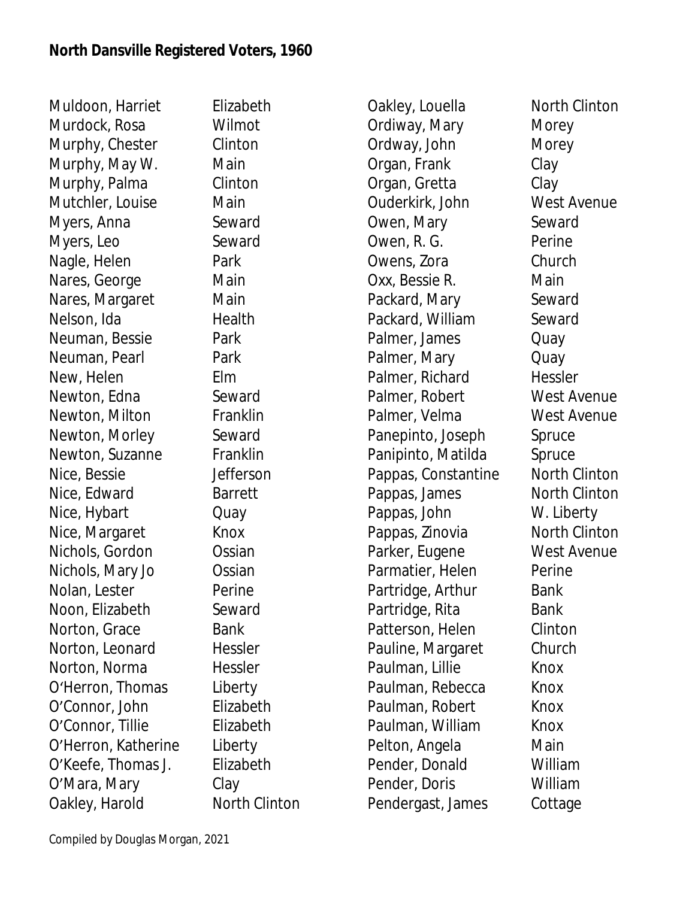**North Dansville Registered Voters, 1960**

| Name | Street |
|---|---|
| Muldoon, Harriet | Elizabeth |
| Murdock, Rosa | Wilmot |
| Murphy, Chester | Clinton |
| Murphy, May W. | Main |
| Murphy, Palma | Clinton |
| Mutchler, Louise | Main |
| Myers, Anna | Seward |
| Myers, Leo | Seward |
| Nagle, Helen | Park |
| Nares, George | Main |
| Nares, Margaret | Main |
| Nelson, Ida | Health |
| Neuman, Bessie | Park |
| Neuman, Pearl | Park |
| New, Helen | Elm |
| Newton, Edna | Seward |
| Newton, Milton | Franklin |
| Newton, Morley | Seward |
| Newton, Suzanne | Franklin |
| Nice, Bessie | Jefferson |
| Nice, Edward | Barrett |
| Nice, Hybart | Quay |
| Nice, Margaret | Knox |
| Nichols, Gordon | Ossian |
| Nichols, Mary Jo | Ossian |
| Nolan, Lester | Perine |
| Noon, Elizabeth | Seward |
| Norton, Grace | Bank |
| Norton, Leonard | Hessler |
| Norton, Norma | Hessler |
| O'Herron, Thomas | Liberty |
| O'Connor, John | Elizabeth |
| O'Connor, Tillie | Elizabeth |
| O'Herron, Katherine | Liberty |
| O'Keefe, Thomas J. | Elizabeth |
| O'Mara, Mary | Clay |
| Oakley, Harold | North Clinton |
| Oakley, Louella | North Clinton |
| Ordiway, Mary | Morey |
| Ordway, John | Morey |
| Organ, Frank | Clay |
| Organ, Gretta | Clay |
| Ouderkirk, John | West Avenue |
| Owen, Mary | Seward |
| Owen, R. G. | Perine |
| Owens, Zora | Church |
| Oxx, Bessie R. | Main |
| Packard, Mary | Seward |
| Packard, William | Seward |
| Palmer, James | Quay |
| Palmer, Mary | Quay |
| Palmer, Richard | Hessler |
| Palmer, Robert | West Avenue |
| Palmer, Velma | West Avenue |
| Panepinto, Joseph | Spruce |
| Panipinto, Matilda | Spruce |
| Pappas, Constantine | North Clinton |
| Pappas, James | North Clinton |
| Pappas, John | W. Liberty |
| Pappas, Zinovia | North Clinton |
| Parker, Eugene | West Avenue |
| Parmatier, Helen | Perine |
| Partridge, Arthur | Bank |
| Partridge, Rita | Bank |
| Patterson, Helen | Clinton |
| Pauline, Margaret | Church |
| Paulman, Lillie | Knox |
| Paulman, Rebecca | Knox |
| Paulman, Robert | Knox |
| Paulman, William | Knox |
| Pelton, Angela | Main |
| Pender, Donald | William |
| Pender, Doris | William |
| Pendergast, James | Cottage |

Compiled by Douglas Morgan, 2021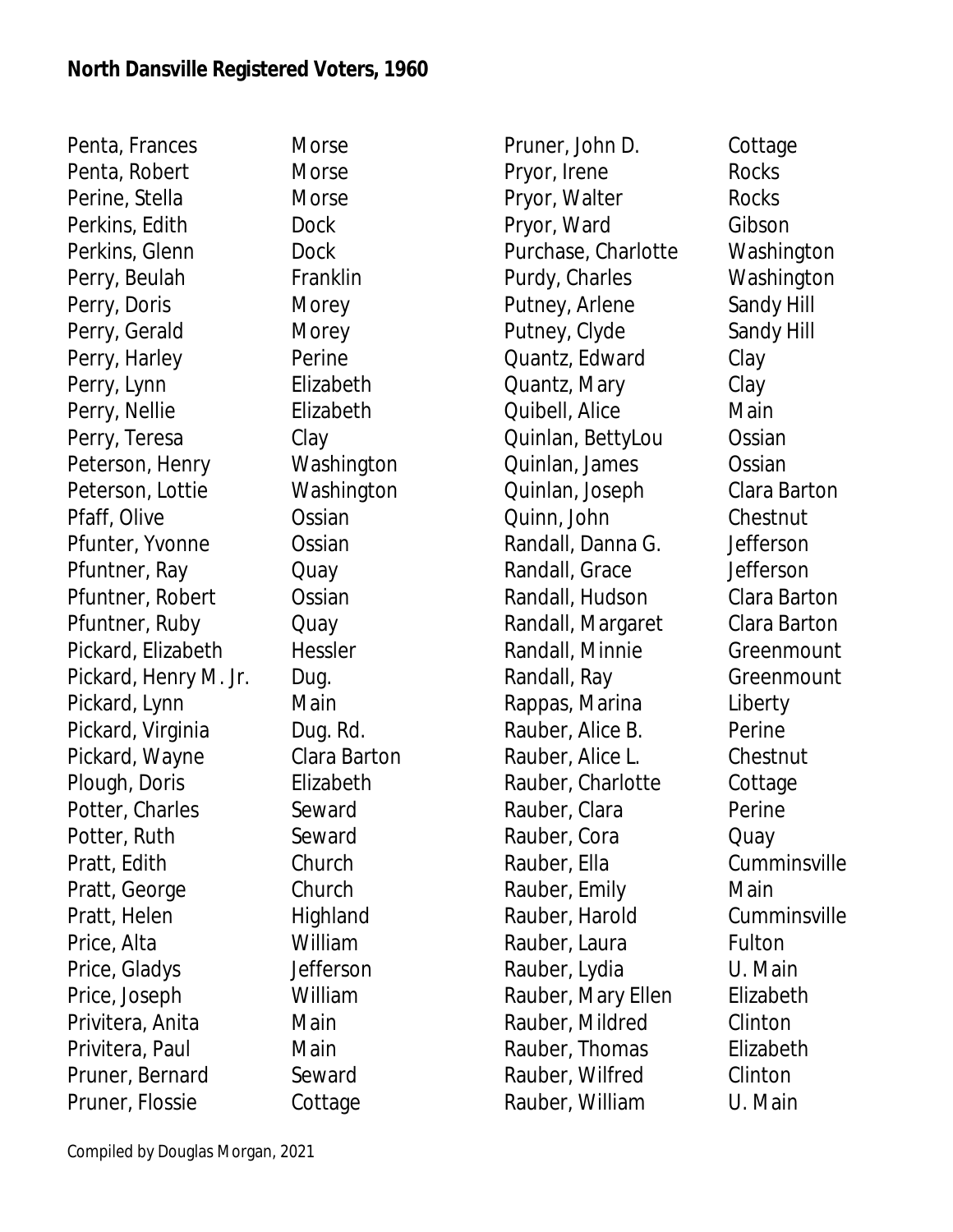**North Dansville Registered Voters, 1960**

| Name | Street |
|---|---|
| Penta, Frances | Morse |
| Penta, Robert | Morse |
| Perine, Stella | Morse |
| Perkins, Edith | Dock |
| Perkins, Glenn | Dock |
| Perry, Beulah | Franklin |
| Perry, Doris | Morey |
| Perry, Gerald | Morey |
| Perry, Harley | Perine |
| Perry, Lynn | Elizabeth |
| Perry, Nellie | Elizabeth |
| Perry, Teresa | Clay |
| Peterson, Henry | Washington |
| Peterson, Lottie | Washington |
| Pfaff, Olive | Ossian |
| Pfunter, Yvonne | Ossian |
| Pfuntner, Ray | Quay |
| Pfuntner, Robert | Ossian |
| Pfuntner, Ruby | Quay |
| Pickard, Elizabeth | Hessler |
| Pickard, Henry M. Jr. | Dug. |
| Pickard, Lynn | Main |
| Pickard, Virginia | Dug. Rd. |
| Pickard, Wayne | Clara Barton |
| Plough, Doris | Elizabeth |
| Potter, Charles | Seward |
| Potter, Ruth | Seward |
| Pratt, Edith | Church |
| Pratt, George | Church |
| Pratt, Helen | Highland |
| Price, Alta | William |
| Price, Gladys | Jefferson |
| Price, Joseph | William |
| Privitera, Anita | Main |
| Privitera, Paul | Main |
| Pruner, Bernard | Seward |
| Pruner, Flossie | Cottage |
| Pruner, John D. | Cottage |
| Pryor, Irene | Rocks |
| Pryor, Walter | Rocks |
| Pryor, Ward | Gibson |
| Purchase, Charlotte | Washington |
| Purdy, Charles | Washington |
| Putney, Arlene | Sandy Hill |
| Putney, Clyde | Sandy Hill |
| Quantz, Edward | Clay |
| Quantz, Mary | Clay |
| Quibell, Alice | Main |
| Quinlan, BettyLou | Ossian |
| Quinlan, James | Ossian |
| Quinlan, Joseph | Clara Barton |
| Quinn, John | Chestnut |
| Randall, Danna G. | Jefferson |
| Randall, Grace | Jefferson |
| Randall, Hudson | Clara Barton |
| Randall, Margaret | Clara Barton |
| Randall, Minnie | Greenmount |
| Randall, Ray | Greenmount |
| Rappas, Marina | Liberty |
| Rauber, Alice B. | Perine |
| Rauber, Alice L. | Chestnut |
| Rauber, Charlotte | Cottage |
| Rauber, Clara | Perine |
| Rauber, Cora | Quay |
| Rauber, Ella | Cumminsville |
| Rauber, Emily | Main |
| Rauber, Harold | Cumminsville |
| Rauber, Laura | Fulton |
| Rauber, Lydia | U. Main |
| Rauber, Mary Ellen | Elizabeth |
| Rauber, Mildred | Clinton |
| Rauber, Thomas | Elizabeth |
| Rauber, Wilfred | Clinton |
| Rauber, William | U. Main |

Compiled by Douglas Morgan, 2021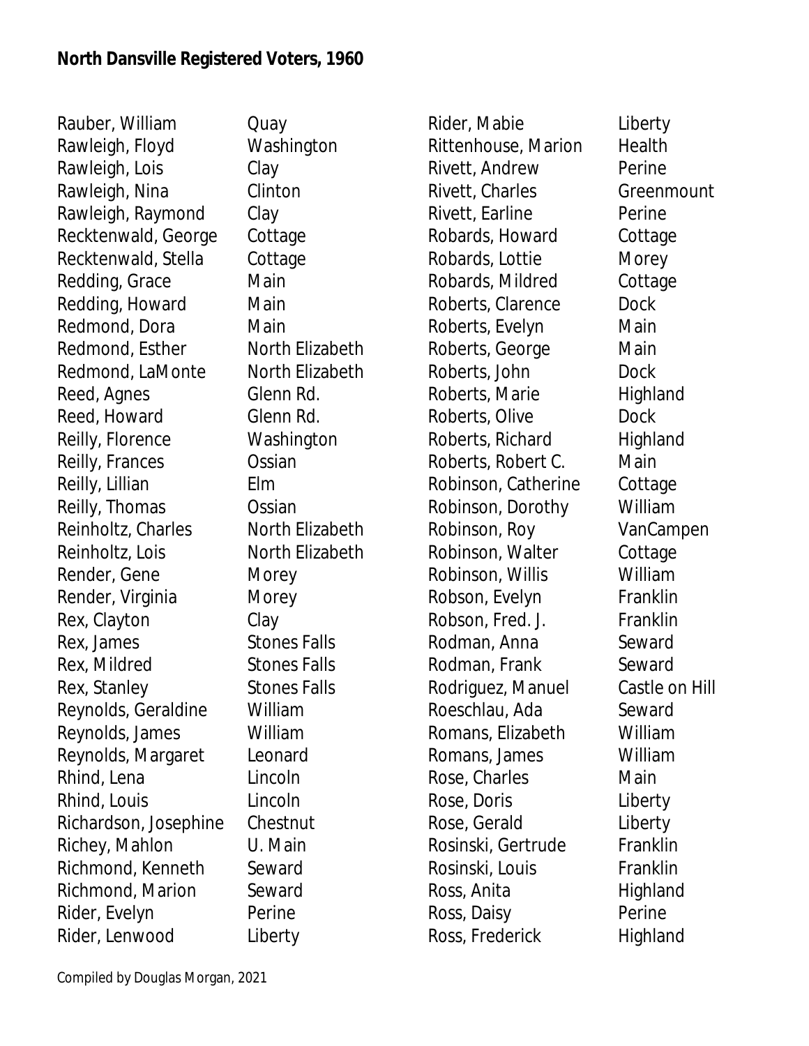**North Dansville Registered Voters, 1960**

| Name | Street |
|---|---|
| Rauber, William | Quay |
| Rawleigh, Floyd | Washington |
| Rawleigh, Lois | Clay |
| Rawleigh, Nina | Clinton |
| Rawleigh, Raymond | Clay |
| Recktenwald, George | Cottage |
| Recktenwald, Stella | Cottage |
| Redding, Grace | Main |
| Redding, Howard | Main |
| Redmond, Dora | Main |
| Redmond, Esther | North Elizabeth |
| Redmond, LaMonte | North Elizabeth |
| Reed, Agnes | Glenn Rd. |
| Reed, Howard | Glenn Rd. |
| Reilly, Florence | Washington |
| Reilly, Frances | Ossian |
| Reilly, Lillian | Elm |
| Reilly, Thomas | Ossian |
| Reinholtz, Charles | North Elizabeth |
| Reinholtz, Lois | North Elizabeth |
| Render, Gene | Morey |
| Render, Virginia | Morey |
| Rex, Clayton | Clay |
| Rex, James | Stones Falls |
| Rex, Mildred | Stones Falls |
| Rex, Stanley | Stones Falls |
| Reynolds, Geraldine | William |
| Reynolds, James | William |
| Reynolds, Margaret | Leonard |
| Rhind, Lena | Lincoln |
| Rhind, Louis | Lincoln |
| Richardson, Josephine | Chestnut |
| Richey, Mahlon | U. Main |
| Richmond, Kenneth | Seward |
| Richmond, Marion | Seward |
| Rider, Evelyn | Perine |
| Rider, Lenwood | Liberty |
| Rider, Mabie | Liberty |
| Rittenhouse, Marion | Health |
| Rivett, Andrew | Perine |
| Rivett, Charles | Greenmount |
| Rivett, Earline | Perine |
| Robards, Howard | Cottage |
| Robards, Lottie | Morey |
| Robards, Mildred | Cottage |
| Roberts, Clarence | Dock |
| Roberts, Evelyn | Main |
| Roberts, George | Main |
| Roberts, John | Dock |
| Roberts, Marie | Highland |
| Roberts, Olive | Dock |
| Roberts, Richard | Highland |
| Roberts, Robert C. | Main |
| Robinson, Catherine | Cottage |
| Robinson, Dorothy | William |
| Robinson, Roy | VanCampen |
| Robinson, Walter | Cottage |
| Robinson, Willis | William |
| Robson, Evelyn | Franklin |
| Robson, Fred. J. | Franklin |
| Rodman, Anna | Seward |
| Rodman, Frank | Seward |
| Rodriguez, Manuel | Castle on Hill |
| Roeschlau, Ada | Seward |
| Romans, Elizabeth | William |
| Romans, James | William |
| Rose, Charles | Main |
| Rose, Doris | Liberty |
| Rose, Gerald | Liberty |
| Rosinski, Gertrude | Franklin |
| Rosinski, Louis | Franklin |
| Ross, Anita | Highland |
| Ross, Daisy | Perine |
| Ross, Frederick | Highland |

Compiled by Douglas Morgan, 2021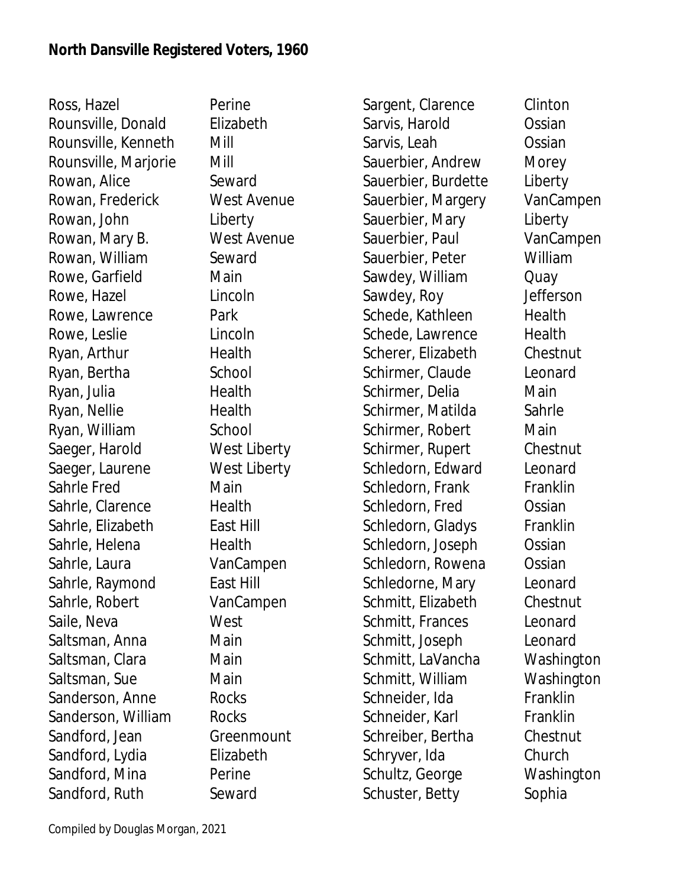**North Dansville Registered Voters, 1960**

| Name | Street |
|---|---|
| Ross, Hazel | Perine |
| Rounsville, Donald | Elizabeth |
| Rounsville, Kenneth | Mill |
| Rounsville, Marjorie | Mill |
| Rowan, Alice | Seward |
| Rowan, Frederick | West Avenue |
| Rowan, John | Liberty |
| Rowan, Mary B. | West Avenue |
| Rowan, William | Seward |
| Rowe, Garfield | Main |
| Rowe, Hazel | Lincoln |
| Rowe, Lawrence | Park |
| Rowe, Leslie | Lincoln |
| Ryan, Arthur | Health |
| Ryan, Bertha | School |
| Ryan, Julia | Health |
| Ryan, Nellie | Health |
| Ryan, William | School |
| Saeger, Harold | West Liberty |
| Saeger, Laurene | West Liberty |
| Sahrle Fred | Main |
| Sahrle, Clarence | Health |
| Sahrle, Elizabeth | East Hill |
| Sahrle, Helena | Health |
| Sahrle, Laura | VanCampen |
| Sahrle, Raymond | East Hill |
| Sahrle, Robert | VanCampen |
| Saile, Neva | West |
| Saltsman, Anna | Main |
| Saltsman, Clara | Main |
| Saltsman, Sue | Main |
| Sanderson, Anne | Rocks |
| Sanderson, William | Rocks |
| Sandford, Jean | Greenmount |
| Sandford, Lydia | Elizabeth |
| Sandford, Mina | Perine |
| Sandford, Ruth | Seward |
| Sargent, Clarence | Clinton |
| Sarvis, Harold | Ossian |
| Sarvis, Leah | Ossian |
| Sauerbier, Andrew | Morey |
| Sauerbier, Burdette | Liberty |
| Sauerbier, Margery | VanCampen |
| Sauerbier, Mary | Liberty |
| Sauerbier, Paul | VanCampen |
| Sauerbier, Peter | William |
| Sawdey, William | Quay |
| Sawdey, Roy | Jefferson |
| Schede, Kathleen | Health |
| Schede, Lawrence | Health |
| Scherer, Elizabeth | Chestnut |
| Schirmer, Claude | Leonard |
| Schirmer, Delia | Main |
| Schirmer, Matilda | Sahrle |
| Schirmer, Robert | Main |
| Schirmer, Rupert | Chestnut |
| Schledorn, Edward | Leonard |
| Schledorn, Frank | Franklin |
| Schledorn, Fred | Ossian |
| Schledorn, Gladys | Franklin |
| Schledorn, Joseph | Ossian |
| Schledorn, Rowena | Ossian |
| Schledorne, Mary | Leonard |
| Schmitt, Elizabeth | Chestnut |
| Schmitt, Frances | Leonard |
| Schmitt, Joseph | Leonard |
| Schmitt, LaVancha | Washington |
| Schmitt, William | Washington |
| Schneider, Ida | Franklin |
| Schneider, Karl | Franklin |
| Schreiber, Bertha | Chestnut |
| Schryver, Ida | Church |
| Schultz, George | Washington |
| Schuster, Betty | Sophia |

Compiled by Douglas Morgan, 2021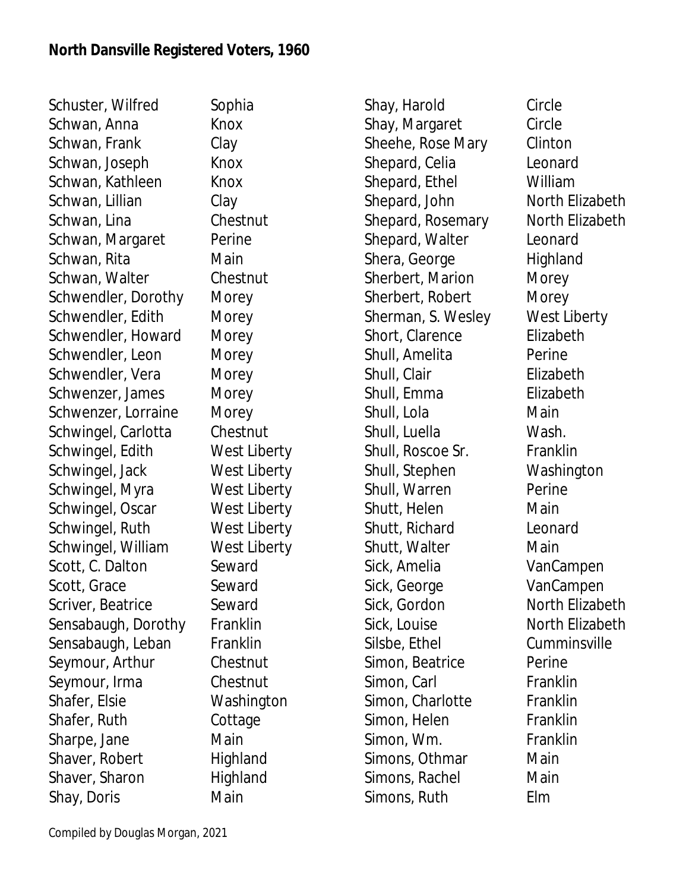**North Dansville Registered Voters, 1960**

| Name | Street |
|---|---|
| Schuster, Wilfred | Sophia |
| Schwan, Anna | Knox |
| Schwan, Frank | Clay |
| Schwan, Joseph | Knox |
| Schwan, Kathleen | Knox |
| Schwan, Lillian | Clay |
| Schwan, Lina | Chestnut |
| Schwan, Margaret | Perine |
| Schwan, Rita | Main |
| Schwan, Walter | Chestnut |
| Schwendler, Dorothy | Morey |
| Schwendler, Edith | Morey |
| Schwendler, Howard | Morey |
| Schwendler, Leon | Morey |
| Schwendler, Vera | Morey |
| Schwenzer, James | Morey |
| Schwenzer, Lorraine | Morey |
| Schwingel, Carlotta | Chestnut |
| Schwingel, Edith | West Liberty |
| Schwingel, Jack | West Liberty |
| Schwingel, Myra | West Liberty |
| Schwingel, Oscar | West Liberty |
| Schwingel, Ruth | West Liberty |
| Schwingel, William | West Liberty |
| Scott, C. Dalton | Seward |
| Scott, Grace | Seward |
| Scriver, Beatrice | Seward |
| Sensabaugh, Dorothy | Franklin |
| Sensabaugh, Leban | Franklin |
| Seymour, Arthur | Chestnut |
| Seymour, Irma | Chestnut |
| Shafer, Elsie | Washington |
| Shafer, Ruth | Cottage |
| Sharpe, Jane | Main |
| Shaver, Robert | Highland |
| Shaver, Sharon | Highland |
| Shay, Doris | Main |
| Shay, Harold | Circle |
| Shay, Margaret | Circle |
| Sheehe, Rose Mary | Clinton |
| Shepard, Celia | Leonard |
| Shepard, Ethel | William |
| Shepard, John | North Elizabeth |
| Shepard, Rosemary | North Elizabeth |
| Shepard, Walter | Leonard |
| Shera, George | Highland |
| Sherbert, Marion | Morey |
| Sherbert, Robert | Morey |
| Sherman, S. Wesley | West Liberty |
| Short, Clarence | Elizabeth |
| Shull, Amelita | Perine |
| Shull, Clair | Elizabeth |
| Shull, Emma | Elizabeth |
| Shull, Lola | Main |
| Shull, Luella | Wash. |
| Shull, Roscoe Sr. | Franklin |
| Shull, Stephen | Washington |
| Shull, Warren | Perine |
| Shutt, Helen | Main |
| Shutt, Richard | Leonard |
| Shutt, Walter | Main |
| Sick, Amelia | VanCampen |
| Sick, George | VanCampen |
| Sick, Gordon | North Elizabeth |
| Sick, Louise | North Elizabeth |
| Silsbe, Ethel | Cumminsville |
| Simon, Beatrice | Perine |
| Simon, Carl | Franklin |
| Simon, Charlotte | Franklin |
| Simon, Helen | Franklin |
| Simon, Wm. | Franklin |
| Simons, Othmar | Main |
| Simons, Rachel | Main |
| Simons, Ruth | Elm |

Compiled by Douglas Morgan, 2021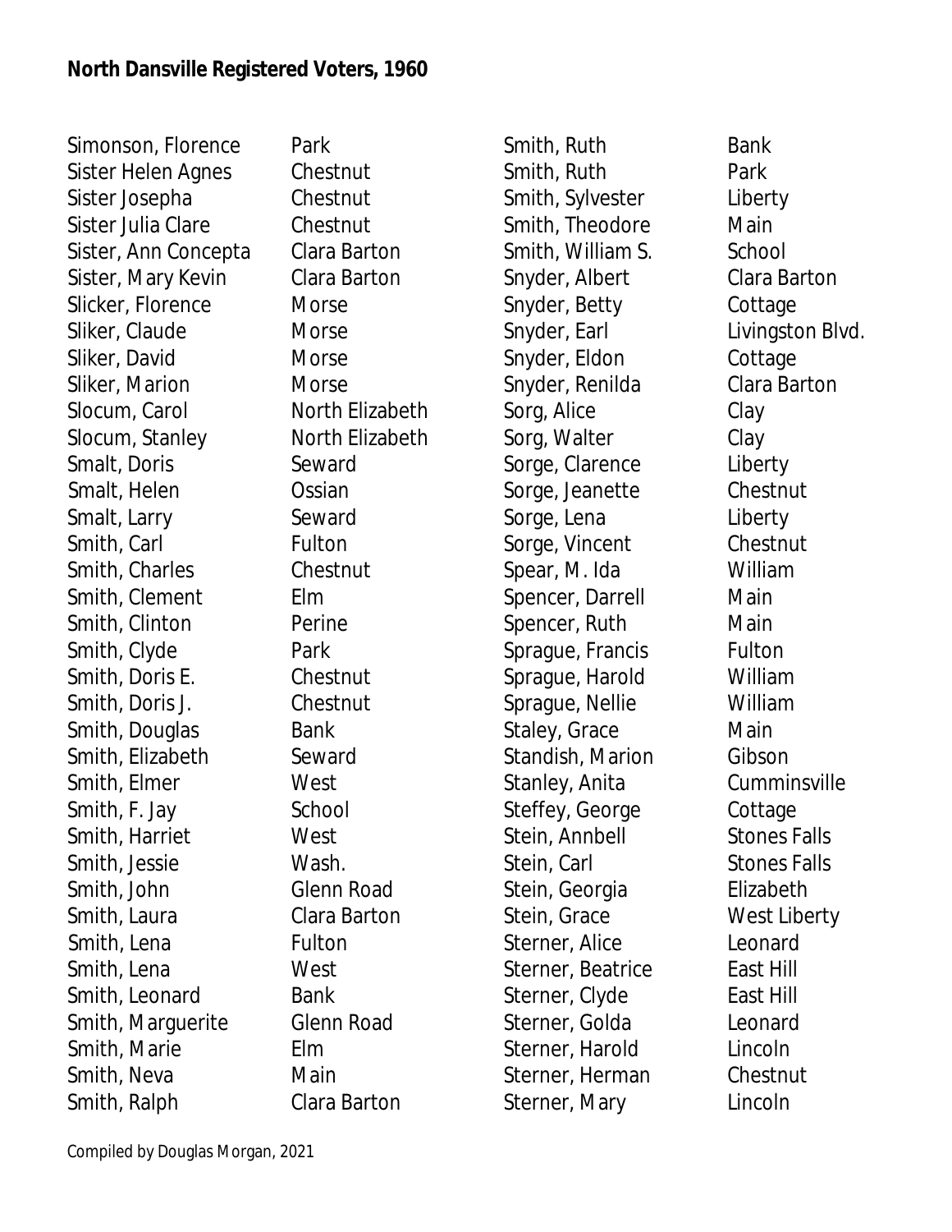**North Dansville Registered Voters, 1960**

| Name | Street |
|---|---|
| Simonson, Florence | Park |
| Sister Helen Agnes | Chestnut |
| Sister Josepha | Chestnut |
| Sister Julia Clare | Chestnut |
| Sister, Ann Concepta | Clara Barton |
| Sister, Mary Kevin | Clara Barton |
| Slicker, Florence | Morse |
| Sliker, Claude | Morse |
| Sliker, David | Morse |
| Sliker, Marion | Morse |
| Slocum, Carol | North Elizabeth |
| Slocum, Stanley | North Elizabeth |
| Smalt, Doris | Seward |
| Smalt, Helen | Ossian |
| Smalt, Larry | Seward |
| Smith, Carl | Fulton |
| Smith, Charles | Chestnut |
| Smith, Clement | Elm |
| Smith, Clinton | Perine |
| Smith, Clyde | Park |
| Smith, Doris E. | Chestnut |
| Smith, Doris J. | Chestnut |
| Smith, Douglas | Bank |
| Smith, Elizabeth | Seward |
| Smith, Elmer | West |
| Smith, F. Jay | School |
| Smith, Harriet | West |
| Smith, Jessie | Wash. |
| Smith, John | Glenn Road |
| Smith, Laura | Clara Barton |
| Smith, Lena | Fulton |
| Smith, Lena | West |
| Smith, Leonard | Bank |
| Smith, Marguerite | Glenn Road |
| Smith, Marie | Elm |
| Smith, Neva | Main |
| Smith, Ralph | Clara Barton |
| Smith, Ruth | Bank |
| Smith, Ruth | Park |
| Smith, Sylvester | Liberty |
| Smith, Theodore | Main |
| Smith, William S. | School |
| Snyder, Albert | Clara Barton |
| Snyder, Betty | Cottage |
| Snyder, Earl | Livingston Blvd. |
| Snyder, Eldon | Cottage |
| Snyder, Renilda | Clara Barton |
| Sorg, Alice | Clay |
| Sorg, Walter | Clay |
| Sorge, Clarence | Liberty |
| Sorge, Jeanette | Chestnut |
| Sorge, Lena | Liberty |
| Sorge, Vincent | Chestnut |
| Spear, M. Ida | William |
| Spencer, Darrell | Main |
| Spencer, Ruth | Main |
| Sprague, Francis | Fulton |
| Sprague, Harold | William |
| Sprague, Nellie | William |
| Staley, Grace | Main |
| Standish, Marion | Gibson |
| Stanley, Anita | Cumminsville |
| Steffey, George | Cottage |
| Stein, Annbell | Stones Falls |
| Stein, Carl | Stones Falls |
| Stein, Georgia | Elizabeth |
| Stein, Grace | West Liberty |
| Sterner, Alice | Leonard |
| Sterner, Beatrice | East Hill |
| Sterner, Clyde | East Hill |
| Sterner, Golda | Leonard |
| Sterner, Harold | Lincoln |
| Sterner, Herman | Chestnut |
| Sterner, Mary | Lincoln |

Compiled by Douglas Morgan, 2021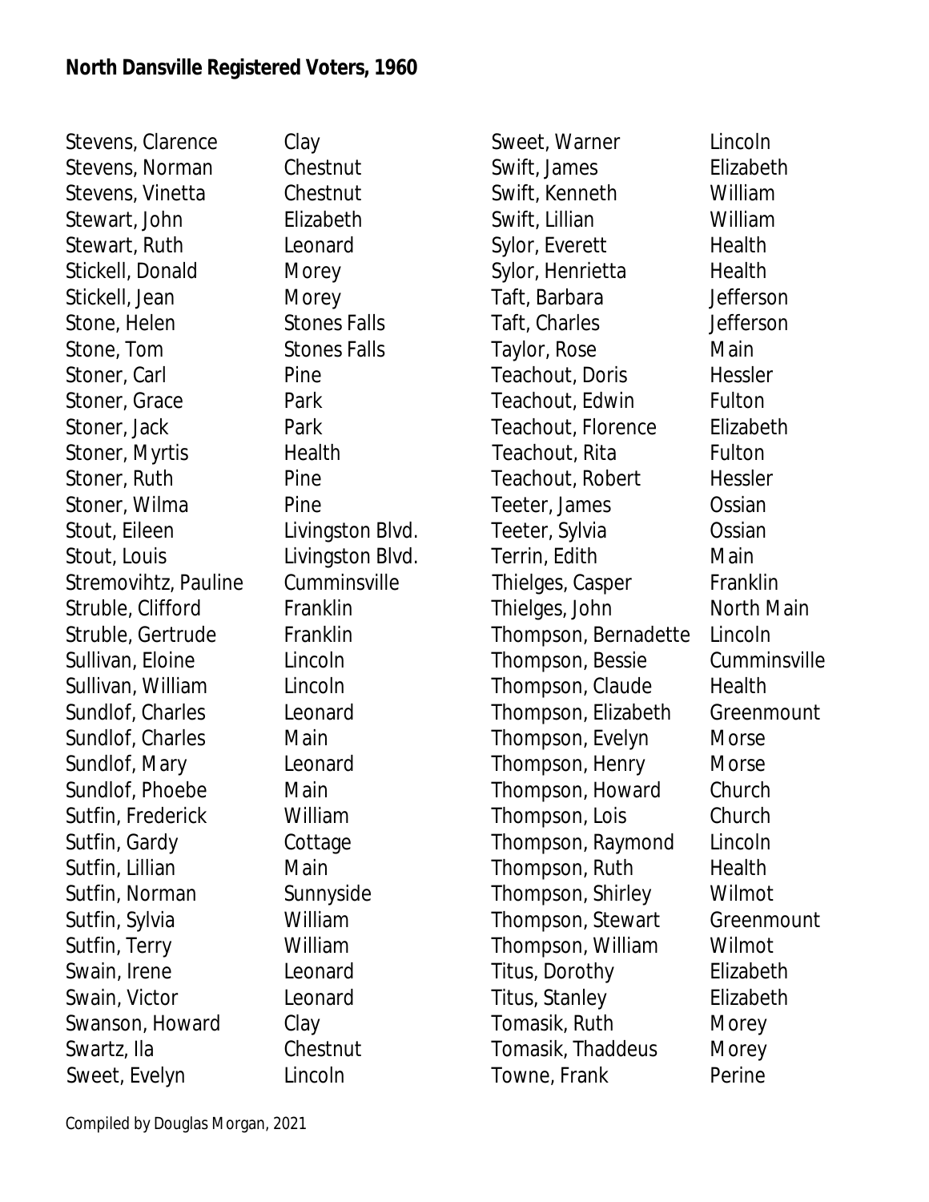**North Dansville Registered Voters, 1960**

| Name | Street |
| --- | --- |
| Stevens, Clarence | Clay |
| Stevens, Norman | Chestnut |
| Stevens, Vinetta | Chestnut |
| Stewart, John | Elizabeth |
| Stewart, Ruth | Leonard |
| Stickell, Donald | Morey |
| Stickell, Jean | Morey |
| Stone, Helen | Stones Falls |
| Stone, Tom | Stones Falls |
| Stoner, Carl | Pine |
| Stoner, Grace | Park |
| Stoner, Jack | Park |
| Stoner, Myrtis | Health |
| Stoner, Ruth | Pine |
| Stoner, Wilma | Pine |
| Stout, Eileen | Livingston Blvd. |
| Stout, Louis | Livingston Blvd. |
| Stremovihtz, Pauline | Cumminsville |
| Struble, Clifford | Franklin |
| Struble, Gertrude | Franklin |
| Sullivan, Eloine | Lincoln |
| Sullivan, William | Lincoln |
| Sundlof, Charles | Leonard |
| Sundlof, Charles | Main |
| Sundlof, Mary | Leonard |
| Sundlof, Phoebe | Main |
| Sutfin, Frederick | William |
| Sutfin, Gardy | Cottage |
| Sutfin, Lillian | Main |
| Sutfin, Norman | Sunnyside |
| Sutfin, Sylvia | William |
| Sutfin, Terry | William |
| Swain, Irene | Leonard |
| Swain, Victor | Leonard |
| Swanson, Howard | Clay |
| Swartz, Ila | Chestnut |
| Sweet, Evelyn | Lincoln |
| Sweet, Warner | Lincoln |
| Swift, James | Elizabeth |
| Swift, Kenneth | William |
| Swift, Lillian | William |
| Sylor, Everett | Health |
| Sylor, Henrietta | Health |
| Taft, Barbara | Jefferson |
| Taft, Charles | Jefferson |
| Taylor, Rose | Main |
| Teachout, Doris | Hessler |
| Teachout, Edwin | Fulton |
| Teachout, Florence | Elizabeth |
| Teachout, Rita | Fulton |
| Teachout, Robert | Hessler |
| Teeter, James | Ossian |
| Teeter, Sylvia | Ossian |
| Terrin, Edith | Main |
| Thielges, Casper | Franklin |
| Thielges, John | North Main |
| Thompson, Bernadette | Lincoln |
| Thompson, Bessie | Cumminsville |
| Thompson, Claude | Health |
| Thompson, Elizabeth | Greenmount |
| Thompson, Evelyn | Morse |
| Thompson, Henry | Morse |
| Thompson, Howard | Church |
| Thompson, Lois | Church |
| Thompson, Raymond | Lincoln |
| Thompson, Ruth | Health |
| Thompson, Shirley | Wilmot |
| Thompson, Stewart | Greenmount |
| Thompson, William | Wilmot |
| Titus, Dorothy | Elizabeth |
| Titus, Stanley | Elizabeth |
| Tomasik, Ruth | Morey |
| Tomasik, Thaddeus | Morey |
| Towne, Frank | Perine |

Compiled by Douglas Morgan, 2021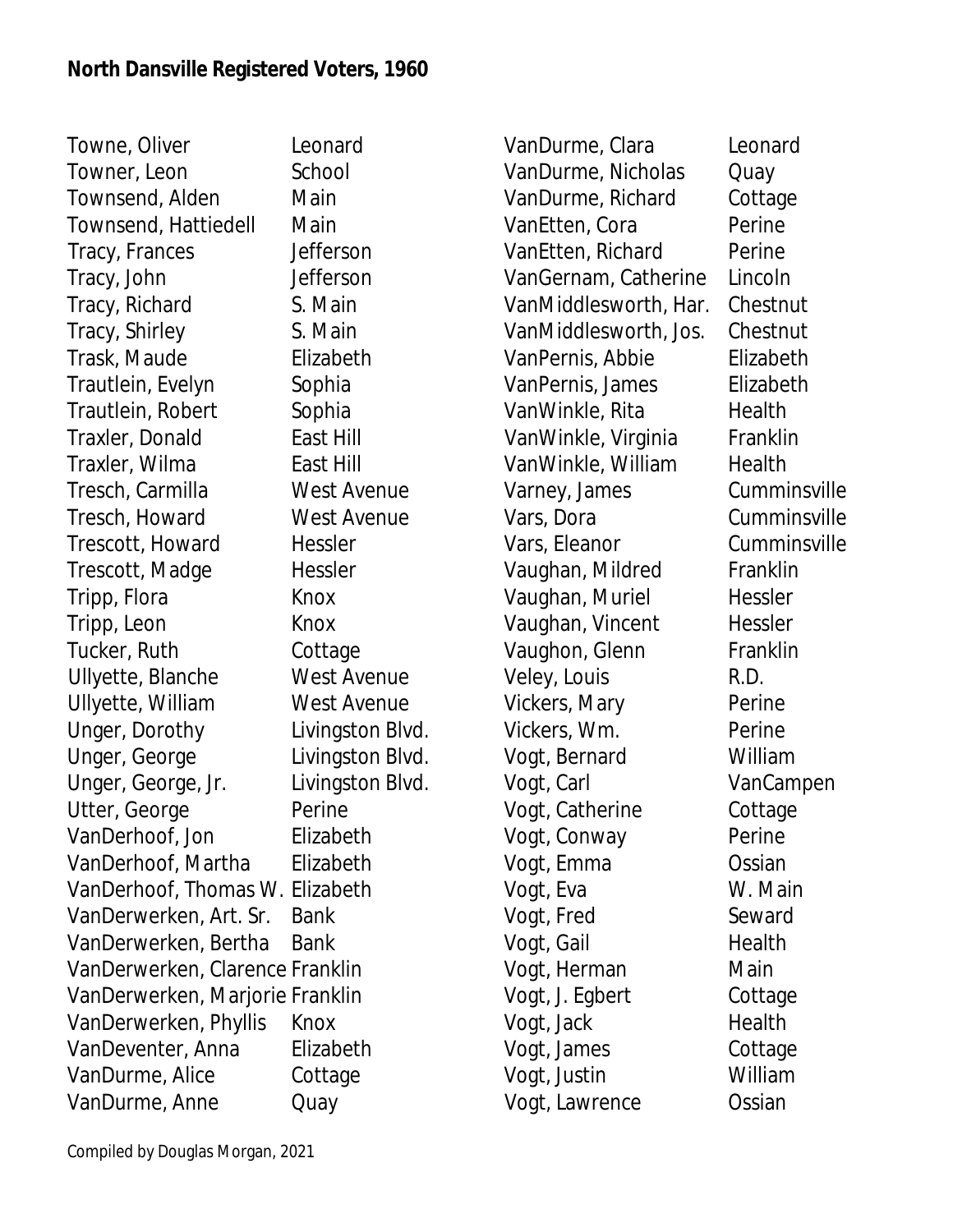**North Dansville Registered Voters, 1960**

| Name | Street |
|---|---|
| Towne, Oliver | Leonard |
| Towner, Leon | School |
| Townsend, Alden | Main |
| Townsend, Hattiedell | Main |
| Tracy, Frances | Jefferson |
| Tracy, John | Jefferson |
| Tracy, Richard | S. Main |
| Tracy, Shirley | S. Main |
| Trask, Maude | Elizabeth |
| Trautlein, Evelyn | Sophia |
| Trautlein, Robert | Sophia |
| Traxler, Donald | East Hill |
| Traxler, Wilma | East Hill |
| Tresch, Carmilla | West Avenue |
| Tresch, Howard | West Avenue |
| Trescott, Howard | Hessler |
| Trescott, Madge | Hessler |
| Tripp, Flora | Knox |
| Tripp, Leon | Knox |
| Tucker, Ruth | Cottage |
| Ullyette, Blanche | West Avenue |
| Ullyette, William | West Avenue |
| Unger, Dorothy | Livingston Blvd. |
| Unger, George | Livingston Blvd. |
| Unger, George, Jr. | Livingston Blvd. |
| Utter, George | Perine |
| VanDerhoof, Jon | Elizabeth |
| VanDerhoof, Martha | Elizabeth |
| VanDerhoof, Thomas W. | Elizabeth |
| VanDerwerken, Art. Sr. | Bank |
| VanDerwerken, Bertha | Bank |
| VanDerwerken, Clarence | Franklin |
| VanDerwerken, Marjorie | Franklin |
| VanDerwerken, Phyllis | Knox |
| VanDeventer, Anna | Elizabeth |
| VanDurme, Alice | Cottage |
| VanDurme, Anne | Quay |
| VanDurme, Clara | Leonard |
| VanDurme, Nicholas | Quay |
| VanDurme, Richard | Cottage |
| VanEtten, Cora | Perine |
| VanEtten, Richard | Perine |
| VanGernam, Catherine | Lincoln |
| VanMiddlesworth, Har. | Chestnut |
| VanMiddlesworth, Jos. | Chestnut |
| VanPernis, Abbie | Elizabeth |
| VanPernis, James | Elizabeth |
| VanWinkle, Rita | Health |
| VanWinkle, Virginia | Franklin |
| VanWinkle, William | Health |
| Varney, James | Cumminsville |
| Vars, Dora | Cumminsville |
| Vars, Eleanor | Cumminsville |
| Vaughan, Mildred | Franklin |
| Vaughan, Muriel | Hessler |
| Vaughan, Vincent | Hessler |
| Vaughon, Glenn | Franklin |
| Veley, Louis | R.D. |
| Vickers, Mary | Perine |
| Vickers, Wm. | Perine |
| Vogt, Bernard | William |
| Vogt, Carl | VanCampen |
| Vogt, Catherine | Cottage |
| Vogt, Conway | Perine |
| Vogt, Emma | Ossian |
| Vogt, Eva | W. Main |
| Vogt, Fred | Seward |
| Vogt, Gail | Health |
| Vogt, Herman | Main |
| Vogt, J. Egbert | Cottage |
| Vogt, Jack | Health |
| Vogt, James | Cottage |
| Vogt, Justin | William |
| Vogt, Lawrence | Ossian |

Compiled by Douglas Morgan, 2021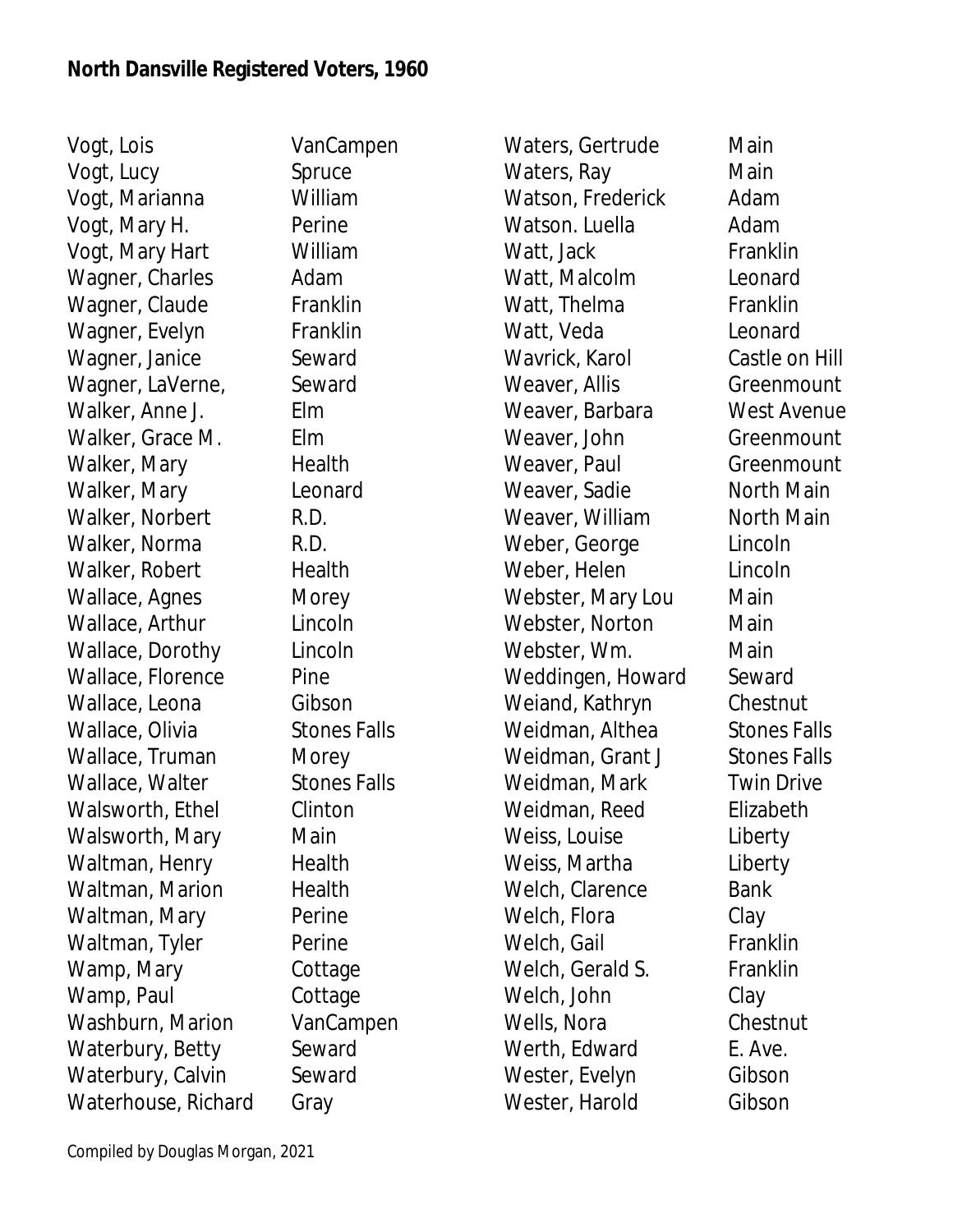**North Dansville Registered Voters, 1960**

| Name | Street |
|---|---|
| Vogt, Lois | VanCampen |
| Vogt, Lucy | Spruce |
| Vogt, Marianna | William |
| Vogt, Mary H. | Perine |
| Vogt, Mary Hart | William |
| Wagner, Charles | Adam |
| Wagner, Claude | Franklin |
| Wagner, Evelyn | Franklin |
| Wagner, Janice | Seward |
| Wagner, LaVerne, | Seward |
| Walker, Anne J. | Elm |
| Walker, Grace M. | Elm |
| Walker, Mary | Health |
| Walker, Mary | Leonard |
| Walker, Norbert | R.D. |
| Walker, Norma | R.D. |
| Walker, Robert | Health |
| Wallace, Agnes | Morey |
| Wallace, Arthur | Lincoln |
| Wallace, Dorothy | Lincoln |
| Wallace, Florence | Pine |
| Wallace, Leona | Gibson |
| Wallace, Olivia | Stones Falls |
| Wallace, Truman | Morey |
| Wallace, Walter | Stones Falls |
| Walsworth, Ethel | Clinton |
| Walsworth, Mary | Main |
| Waltman, Henry | Health |
| Waltman, Marion | Health |
| Waltman, Mary | Perine |
| Waltman, Tyler | Perine |
| Wamp, Mary | Cottage |
| Wamp, Paul | Cottage |
| Washburn, Marion | VanCampen |
| Waterbury, Betty | Seward |
| Waterbury, Calvin | Seward |
| Waterhouse, Richard | Gray |
| Waters, Gertrude | Main |
| Waters, Ray | Main |
| Watson, Frederick | Adam |
| Watson. Luella | Adam |
| Watt, Jack | Franklin |
| Watt, Malcolm | Leonard |
| Watt, Thelma | Franklin |
| Watt, Veda | Leonard |
| Wavrick, Karol | Castle on Hill |
| Weaver, Allis | Greenmount |
| Weaver, Barbara | West Avenue |
| Weaver, John | Greenmount |
| Weaver, Paul | Greenmount |
| Weaver, Sadie | North Main |
| Weaver, William | North Main |
| Weber, George | Lincoln |
| Weber, Helen | Lincoln |
| Webster, Mary Lou | Main |
| Webster, Norton | Main |
| Webster, Wm. | Main |
| Weddingen, Howard | Seward |
| Weiand, Kathryn | Chestnut |
| Weidman, Althea | Stones Falls |
| Weidman, Grant J | Stones Falls |
| Weidman, Mark | Twin Drive |
| Weidman, Reed | Elizabeth |
| Weiss, Louise | Liberty |
| Weiss, Martha | Liberty |
| Welch, Clarence | Bank |
| Welch, Flora | Clay |
| Welch, Gail | Franklin |
| Welch, Gerald S. | Franklin |
| Welch, John | Clay |
| Wells, Nora | Chestnut |
| Werth, Edward | E. Ave. |
| Wester, Evelyn | Gibson |
| Wester, Harold | Gibson |

Compiled by Douglas Morgan, 2021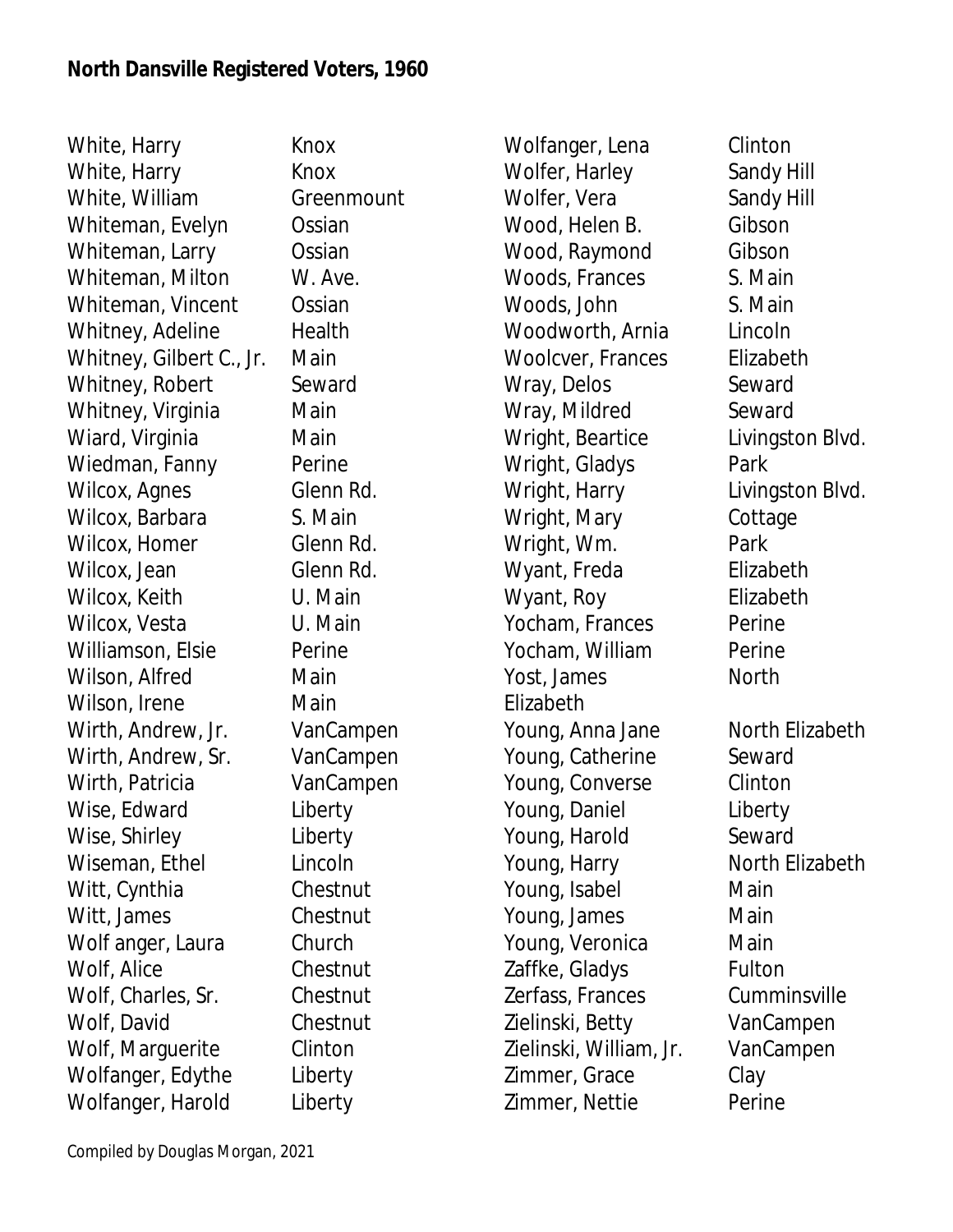**North Dansville Registered Voters, 1960**

| Name | Street |
|---|---|
| White, Harry | Knox |
| White, Harry | Knox |
| White, William | Greenmount |
| Whiteman, Evelyn | Ossian |
| Whiteman, Larry | Ossian |
| Whiteman, Milton | W. Ave. |
| Whiteman, Vincent | Ossian |
| Whitney, Adeline | Health |
| Whitney, Gilbert C., Jr. | Main |
| Whitney, Robert | Seward |
| Whitney, Virginia | Main |
| Wiard, Virginia | Main |
| Wiedman, Fanny | Perine |
| Wilcox, Agnes | Glenn Rd. |
| Wilcox, Barbara | S. Main |
| Wilcox, Homer | Glenn Rd. |
| Wilcox, Jean | Glenn Rd. |
| Wilcox, Keith | U. Main |
| Wilcox, Vesta | U. Main |
| Williamson, Elsie | Perine |
| Wilson, Alfred | Main |
| Wilson, Irene | Main |
| Wirth, Andrew, Jr. | VanCampen |
| Wirth, Andrew, Sr. | VanCampen |
| Wirth, Patricia | VanCampen |
| Wise, Edward | Liberty |
| Wise, Shirley | Liberty |
| Wiseman, Ethel | Lincoln |
| Witt, Cynthia | Chestnut |
| Witt, James | Chestnut |
| Wolf anger, Laura | Church |
| Wolf, Alice | Chestnut |
| Wolf, Charles, Sr. | Chestnut |
| Wolf, David | Chestnut |
| Wolf, Marguerite | Clinton |
| Wolfanger, Edythe | Liberty |
| Wolfanger, Harold | Liberty |
| Wolfanger, Lena | Clinton |
| Wolfer, Harley | Sandy Hill |
| Wolfer, Vera | Sandy Hill |
| Wood, Helen B. | Gibson |
| Wood, Raymond | Gibson |
| Woods, Frances | S. Main |
| Woods, John | S. Main |
| Woodworth, Arnia | Lincoln |
| Woolcver, Frances | Elizabeth |
| Wray, Delos | Seward |
| Wray, Mildred | Seward |
| Wright, Beartice | Livingston Blvd. |
| Wright, Gladys | Park |
| Wright, Harry | Livingston Blvd. |
| Wright, Mary | Cottage |
| Wright, Wm. | Park |
| Wyant, Freda | Elizabeth |
| Wyant, Roy | Elizabeth |
| Yocham, Frances | Perine |
| Yocham, William | Perine |
| Yost, James | North |
| Elizabeth | |
| Young, Anna Jane | North Elizabeth |
| Young, Catherine | Seward |
| Young, Converse | Clinton |
| Young, Daniel | Liberty |
| Young, Harold | Seward |
| Young, Harry | North Elizabeth |
| Young, Isabel | Main |
| Young, James | Main |
| Young, Veronica | Main |
| Zaffke, Gladys | Fulton |
| Zerfass, Frances | Cumminsville |
| Zielinski, Betty | VanCampen |
| Zielinski, William, Jr. | VanCampen |
| Zimmer, Grace | Clay |
| Zimmer, Nettie | Perine |

Compiled by Douglas Morgan, 2021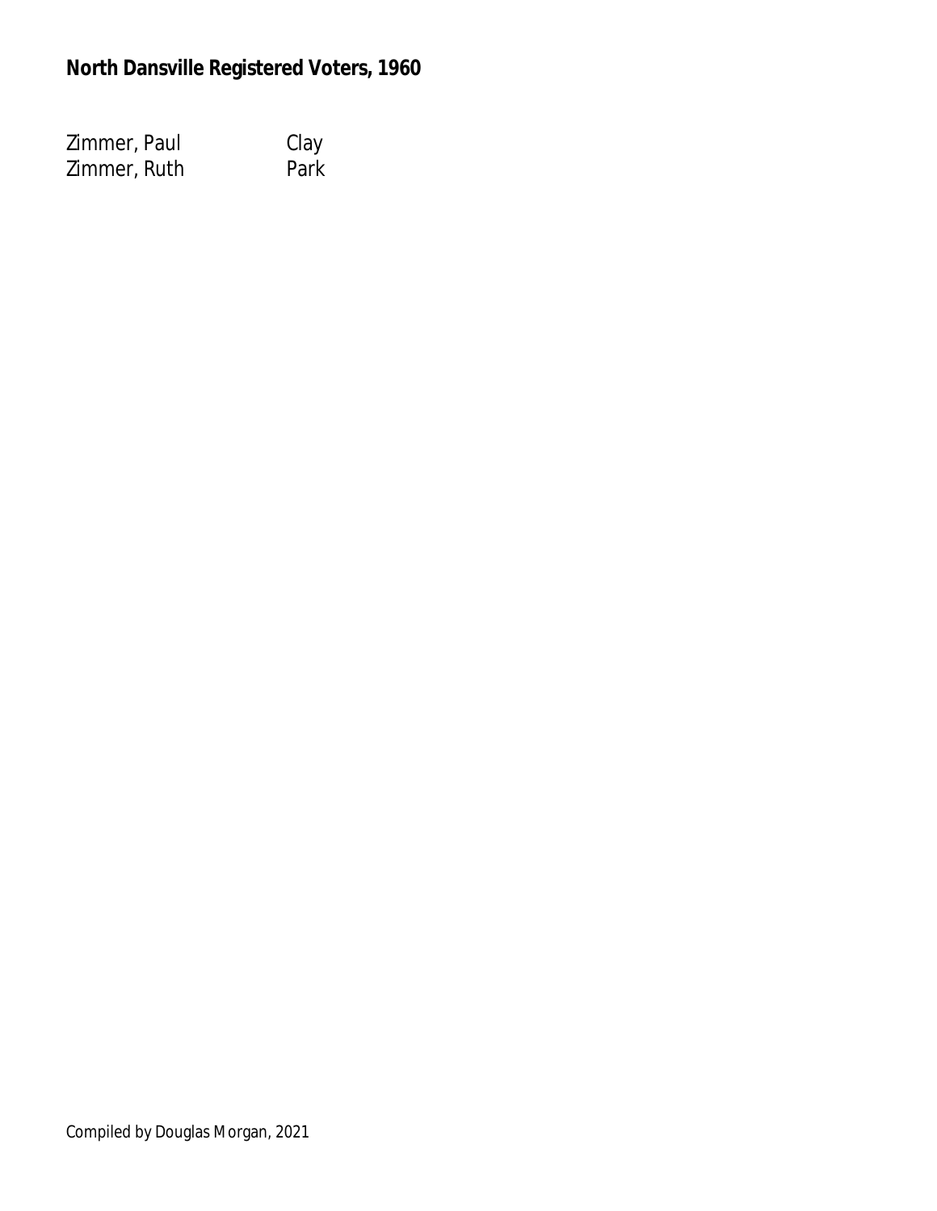**North Dansville Registered Voters, 1960**

| | |
|---|---|
| Zimmer, Paul | Clay |
| Zimmer, Ruth | Park |

Compiled by Douglas Morgan, 2021